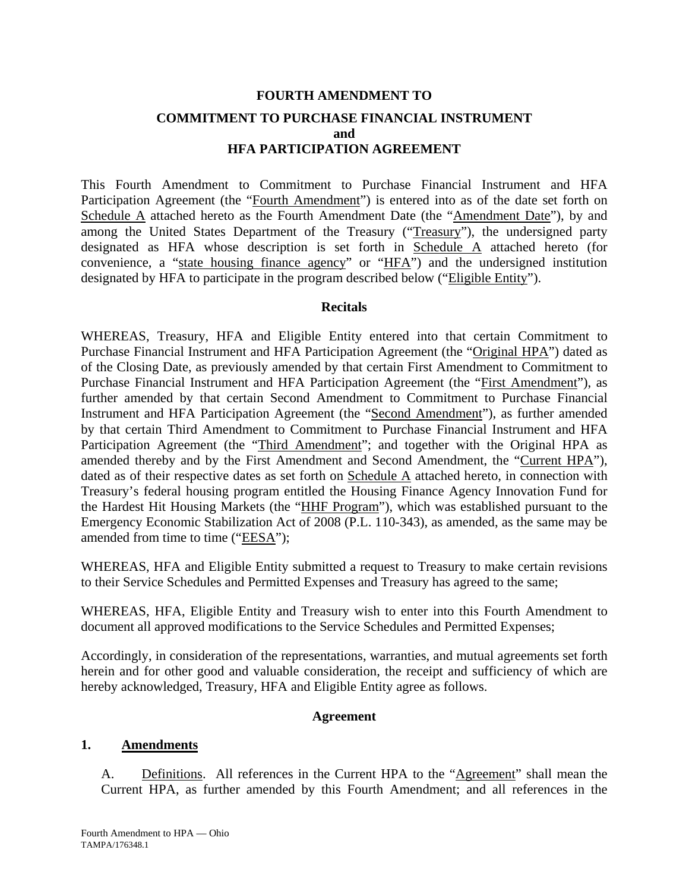# FOURTH AMENDMENT TO

## COMMITMENT TO PURCHASE FINANCIAL INSTRUMENT
## and
## HFA PARTICIPATION AGREEMENT

This Fourth Amendment to Commitment to Purchase Financial Instrument and HFA Participation Agreement (the "Fourth Amendment") is entered into as of the date set forth on Schedule A attached hereto as the Fourth Amendment Date (the "Amendment Date"), by and among the United States Department of the Treasury ("Treasury"), the undersigned party designated as HFA whose description is set forth in Schedule A attached hereto (for convenience, a "state housing finance agency" or "HFA") and the undersigned institution designated by HFA to participate in the program described below ("Eligible Entity").

### Recitals

WHEREAS, Treasury, HFA and Eligible Entity entered into that certain Commitment to Purchase Financial Instrument and HFA Participation Agreement (the "Original HPA") dated as of the Closing Date, as previously amended by that certain First Amendment to Commitment to Purchase Financial Instrument and HFA Participation Agreement (the "First Amendment"), as further amended by that certain Second Amendment to Commitment to Purchase Financial Instrument and HFA Participation Agreement (the "Second Amendment"), as further amended by that certain Third Amendment to Commitment to Purchase Financial Instrument and HFA Participation Agreement (the "Third Amendment"; and together with the Original HPA as amended thereby and by the First Amendment and Second Amendment, the "Current HPA"), dated as of their respective dates as set forth on Schedule A attached hereto, in connection with Treasury's federal housing program entitled the Housing Finance Agency Innovation Fund for the Hardest Hit Housing Markets (the "HHF Program"), which was established pursuant to the Emergency Economic Stabilization Act of 2008 (P.L. 110-343), as amended, as the same may be amended from time to time ("EESA");

WHEREAS, HFA and Eligible Entity submitted a request to Treasury to make certain revisions to their Service Schedules and Permitted Expenses and Treasury has agreed to the same;

WHEREAS, HFA, Eligible Entity and Treasury wish to enter into this Fourth Amendment to document all approved modifications to the Service Schedules and Permitted Expenses;

Accordingly, in consideration of the representations, warranties, and mutual agreements set forth herein and for other good and valuable consideration, the receipt and sufficiency of which are hereby acknowledged, Treasury, HFA and Eligible Entity agree as follows.

### Agreement

**1. Amendments**

A. Definitions. All references in the Current HPA to the "Agreement" shall mean the Current HPA, as further amended by this Fourth Amendment; and all references in the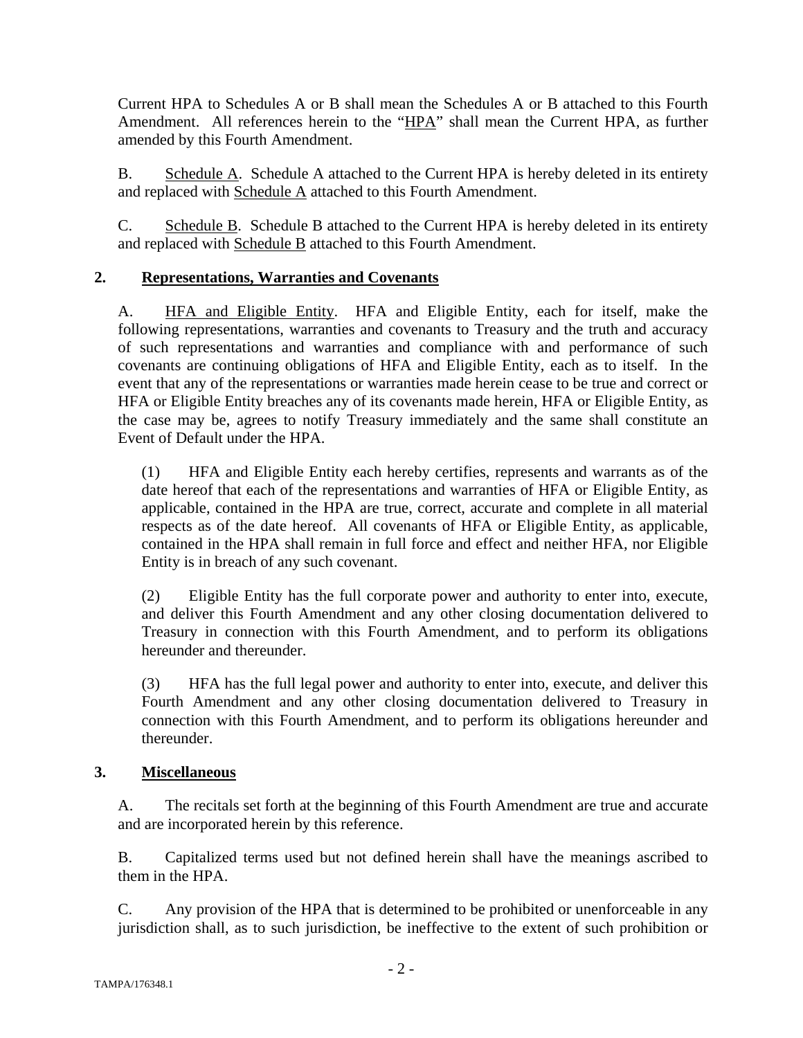Current HPA to Schedules A or B shall mean the Schedules A or B attached to this Fourth Amendment. All references herein to the "HPA" shall mean the Current HPA, as further amended by this Fourth Amendment.

B. Schedule A. Schedule A attached to the Current HPA is hereby deleted in its entirety and replaced with Schedule A attached to this Fourth Amendment.

C. Schedule B. Schedule B attached to the Current HPA is hereby deleted in its entirety and replaced with Schedule B attached to this Fourth Amendment.

## 2. Representations, Warranties and Covenants

A. HFA and Eligible Entity. HFA and Eligible Entity, each for itself, make the following representations, warranties and covenants to Treasury and the truth and accuracy of such representations and warranties and compliance with and performance of such covenants are continuing obligations of HFA and Eligible Entity, each as to itself. In the event that any of the representations or warranties made herein cease to be true and correct or HFA or Eligible Entity breaches any of its covenants made herein, HFA or Eligible Entity, as the case may be, agrees to notify Treasury immediately and the same shall constitute an Event of Default under the HPA.

(1) HFA and Eligible Entity each hereby certifies, represents and warrants as of the date hereof that each of the representations and warranties of HFA or Eligible Entity, as applicable, contained in the HPA are true, correct, accurate and complete in all material respects as of the date hereof. All covenants of HFA or Eligible Entity, as applicable, contained in the HPA shall remain in full force and effect and neither HFA, nor Eligible Entity is in breach of any such covenant.

(2) Eligible Entity has the full corporate power and authority to enter into, execute, and deliver this Fourth Amendment and any other closing documentation delivered to Treasury in connection with this Fourth Amendment, and to perform its obligations hereunder and thereunder.

(3) HFA has the full legal power and authority to enter into, execute, and deliver this Fourth Amendment and any other closing documentation delivered to Treasury in connection with this Fourth Amendment, and to perform its obligations hereunder and thereunder.

## 3. Miscellaneous

A. The recitals set forth at the beginning of this Fourth Amendment are true and accurate and are incorporated herein by this reference.

B. Capitalized terms used but not defined herein shall have the meanings ascribed to them in the HPA.

C. Any provision of the HPA that is determined to be prohibited or unenforceable in any jurisdiction shall, as to such jurisdiction, be ineffective to the extent of such prohibition or

TAMPA/176348.1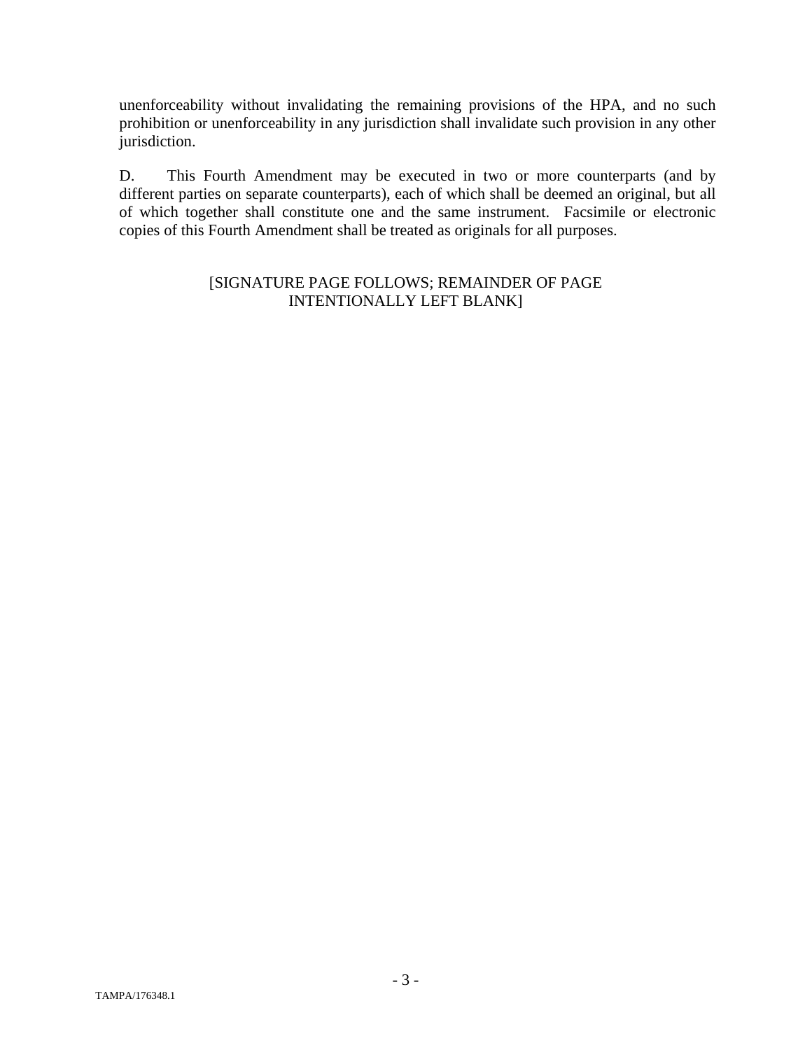unenforceability without invalidating the remaining provisions of the HPA, and no such prohibition or unenforceability in any jurisdiction shall invalidate such provision in any other jurisdiction.

D. This Fourth Amendment may be executed in two or more counterparts (and by different parties on separate counterparts), each of which shall be deemed an original, but all of which together shall constitute one and the same instrument. Facsimile or electronic copies of this Fourth Amendment shall be treated as originals for all purposes.

[SIGNATURE PAGE FOLLOWS; REMAINDER OF PAGE INTENTIONALLY LEFT BLANK]

TAMPA/176348.1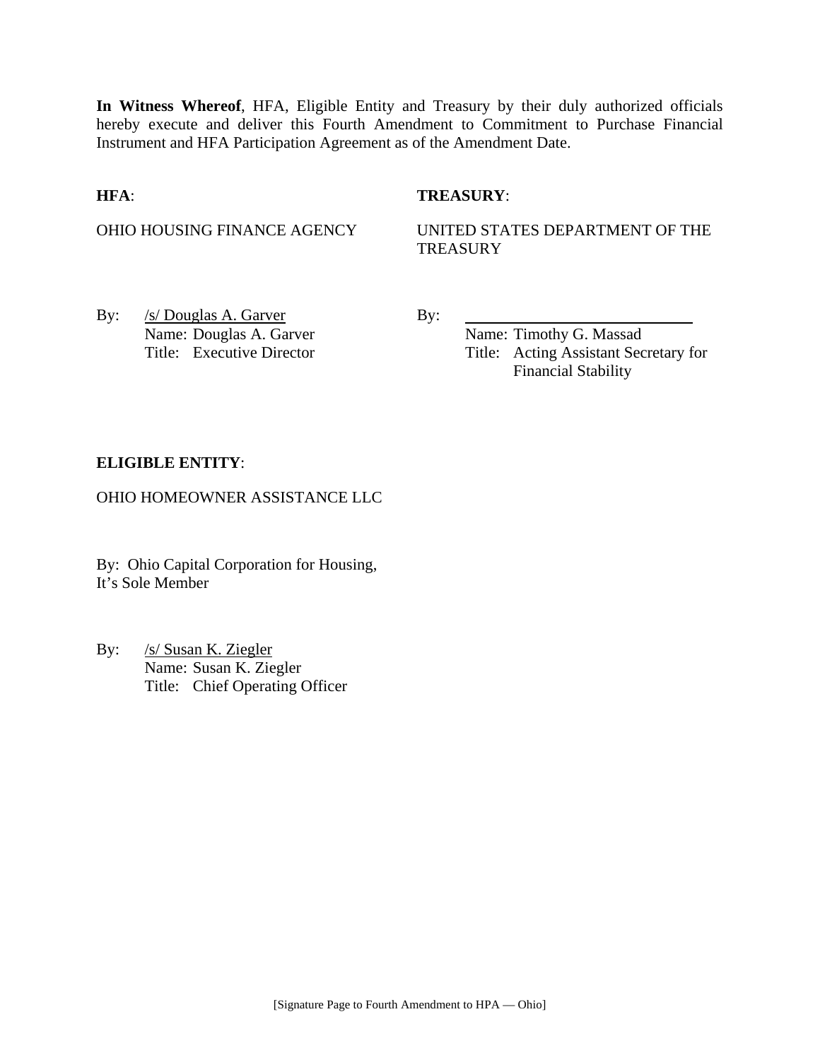**In Witness Whereof**, HFA, Eligible Entity and Treasury by their duly authorized officials hereby execute and deliver this Fourth Amendment to Commitment to Purchase Financial Instrument and HFA Participation Agreement as of the Amendment Date.

**HFA**:

OHIO HOUSING FINANCE AGENCY

By: /s/ Douglas A. Garver
Name: Douglas A. Garver
Title: Executive Director

**TREASURY**:

UNITED STATES DEPARTMENT OF THE TREASURY

By: ______________________________
Name: Timothy G. Massad
Title: Acting Assistant Secretary for Financial Stability

**ELIGIBLE ENTITY**:

OHIO HOMEOWNER ASSISTANCE LLC

By: Ohio Capital Corporation for Housing,
It's Sole Member

By: /s/ Susan K. Ziegler
Name: Susan K. Ziegler
Title: Chief Operating Officer

[Signature Page to Fourth Amendment to HPA — Ohio]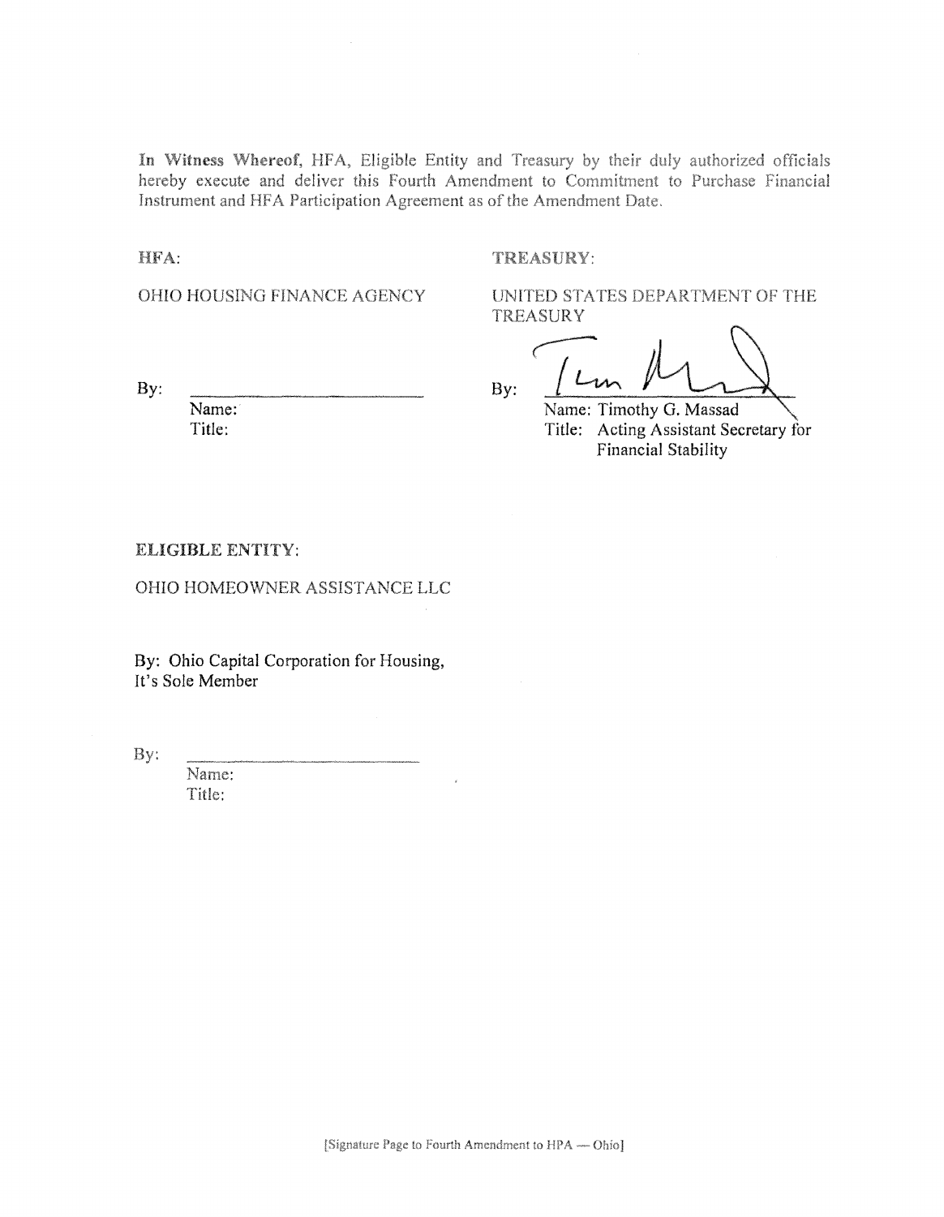**In Witness Whereof,** HFA, Eligible Entity and Treasury by their duly authorized officials hereby execute and deliver this Fourth Amendment to Commitment to Purchase Financial Instrument and HFA Participation Agreement as of the Amendment Date.

**HFA:**

OHIO HOUSING FINANCE AGENCY

By: \_\_\_\_\_\_\_\_\_\_\_\_\_\_\_\_\_\_\_\_\_\_\_\_\_\_

Name:

Title:

**TREASURY:**

UNITED STATES DEPARTMENT OF THE TREASURY

By: \_\_\_\_\_\_\_\_\_\_\_\_\_\_\_\_\_\_\_\_\_\_\_\_\_\_

Name: Timothy G. Massad

Title: Acting Assistant Secretary for Financial Stability

**ELIGIBLE ENTITY:**

OHIO HOMEOWNER ASSISTANCE LLC

By: Ohio Capital Corporation for Housing, It's Sole Member

By: \_\_\_\_\_\_\_\_\_\_\_\_\_\_\_\_\_\_\_\_\_\_\_\_\_\_

Name:

Title:

[Signature Page to Fourth Amendment to HPA — Ohio]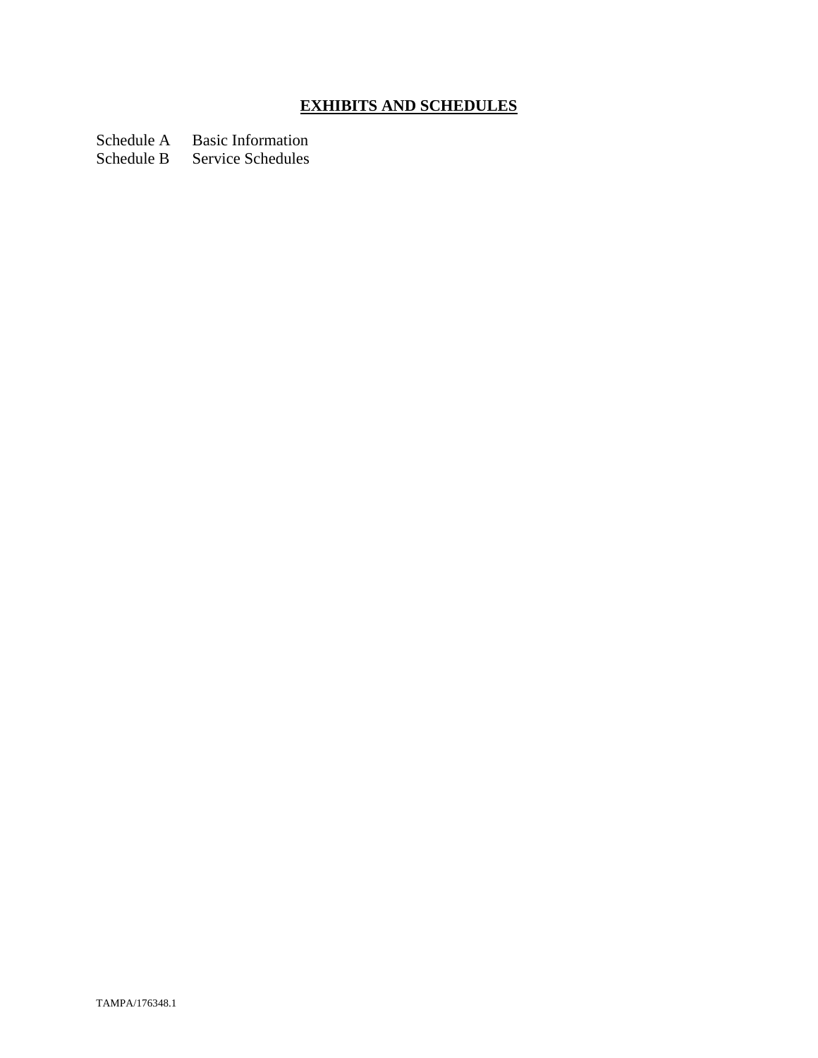# **EXHIBITS AND SCHEDULES**

Schedule A Basic Information
Schedule B Service Schedules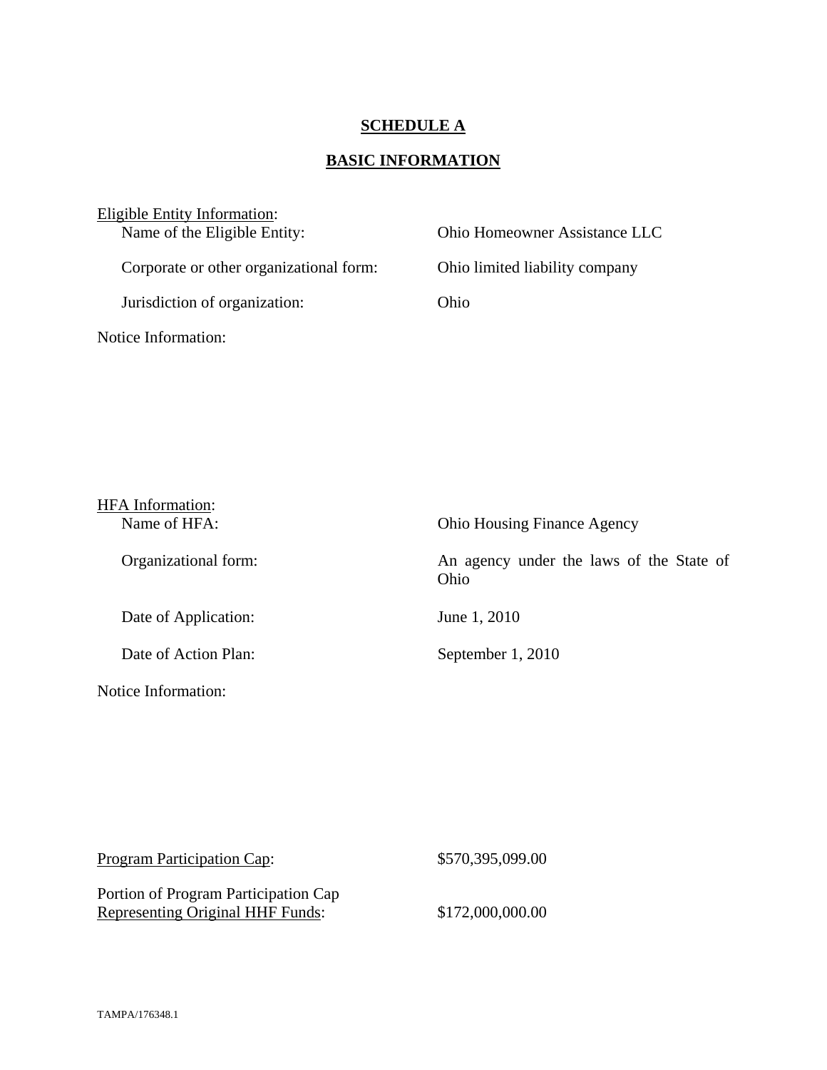# SCHEDULE A

## BASIC INFORMATION

Eligible Entity Information:

| | |
|---|---|
| Name of the Eligible Entity: | Ohio Homeowner Assistance LLC |
| Corporate or other organizational form: | Ohio limited liability company |
| Jurisdiction of organization: | Ohio |

Notice Information:

HFA Information:

| | |
|---|---|
| Name of HFA: | Ohio Housing Finance Agency |
| Organizational form: | An agency under the laws of the State of Ohio |
| Date of Application: | June 1, 2010 |
| Date of Action Plan: | September 1, 2010 |

Notice Information:

| | |
|---|---|
| Program Participation Cap: | $570,395,099.00 |
| Portion of Program Participation Cap Representing Original HHF Funds: | $172,000,000.00 |

TAMPA/176348.1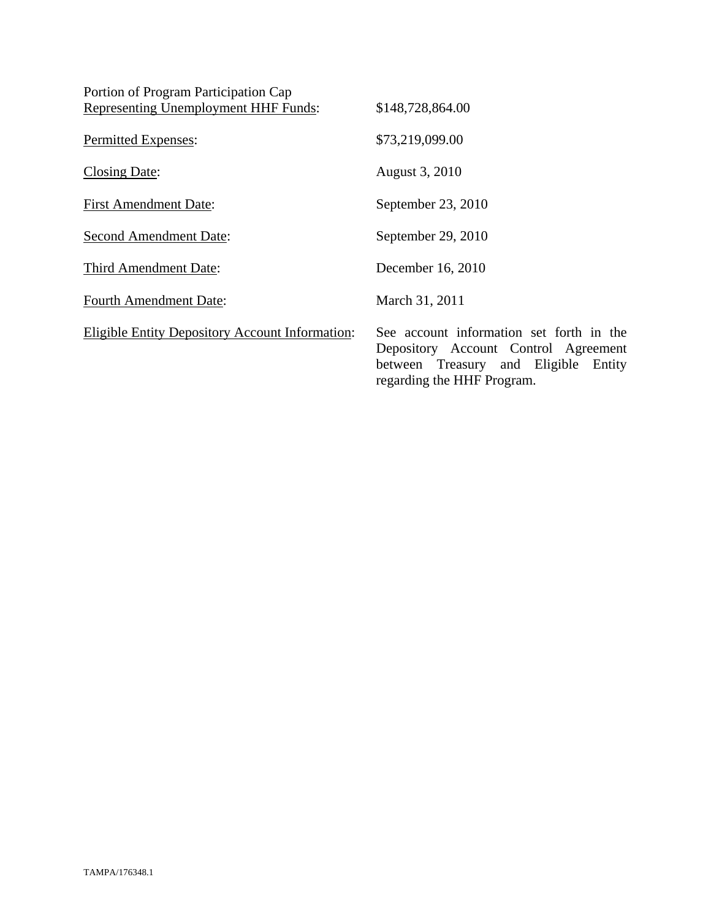| | |
|---|---|
| Portion of Program Participation Cap <u>Representing Unemployment HHF Funds</u>: | $148,728,864.00 |
| <u>Permitted Expenses</u>: | $73,219,099.00 |
| <u>Closing Date</u>: | August 3, 2010 |
| <u>First Amendment Date</u>: | September 23, 2010 |
| <u>Second Amendment Date</u>: | September 29, 2010 |
| <u>Third Amendment Date</u>: | December 16, 2010 |
| <u>Fourth Amendment Date</u>: | March 31, 2011 |
| <u>Eligible Entity Depository Account Information</u>: | See account information set forth in the Depository Account Control Agreement between Treasury and Eligible Entity regarding the HHF Program. |

TAMPA/176348.1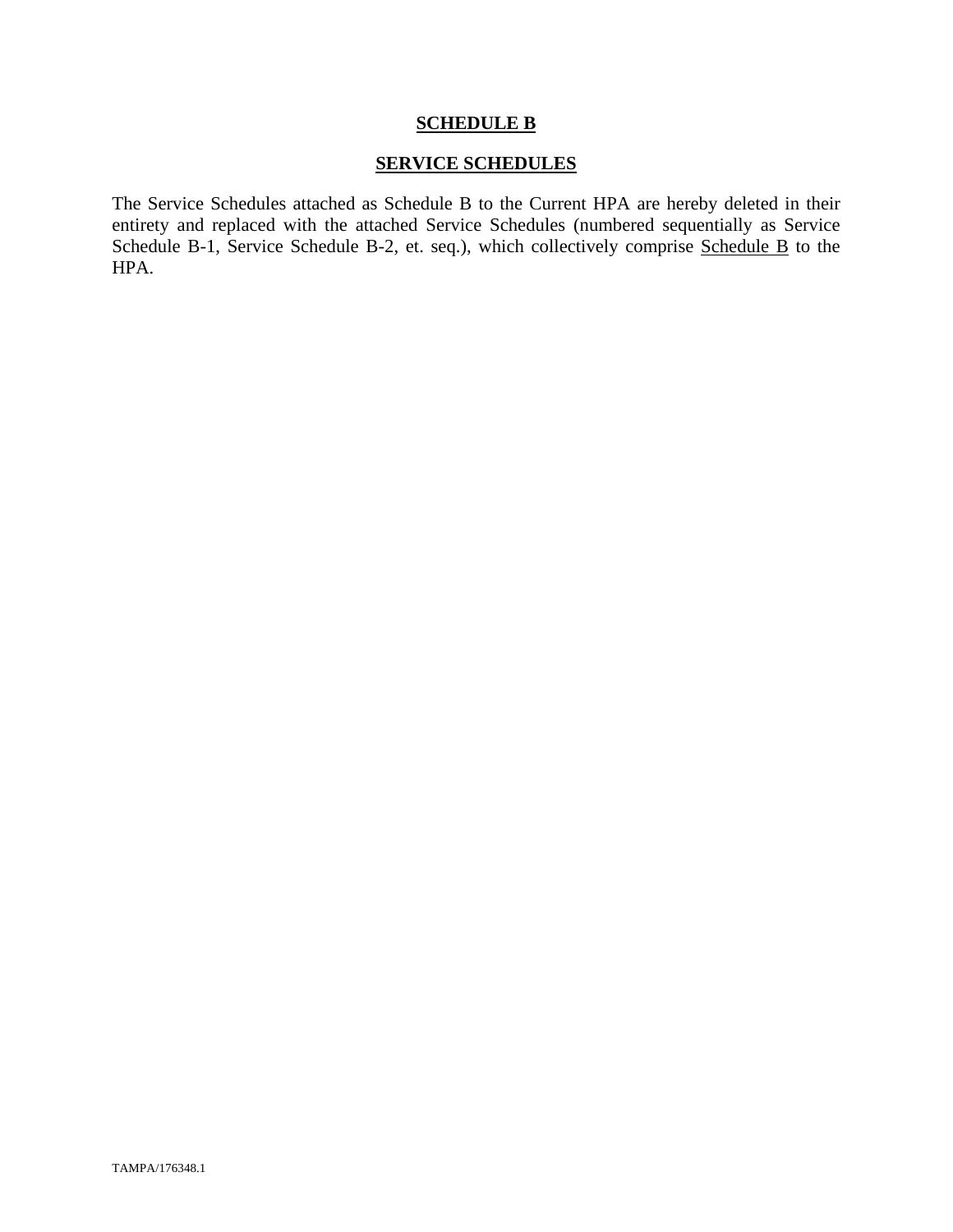# **SCHEDULE B**

## **SERVICE SCHEDULES**

The Service Schedules attached as Schedule B to the Current HPA are hereby deleted in their entirety and replaced with the attached Service Schedules (numbered sequentially as Service Schedule B-1, Service Schedule B-2, et. seq.), which collectively comprise Schedule B to the HPA.

TAMPA/176348.1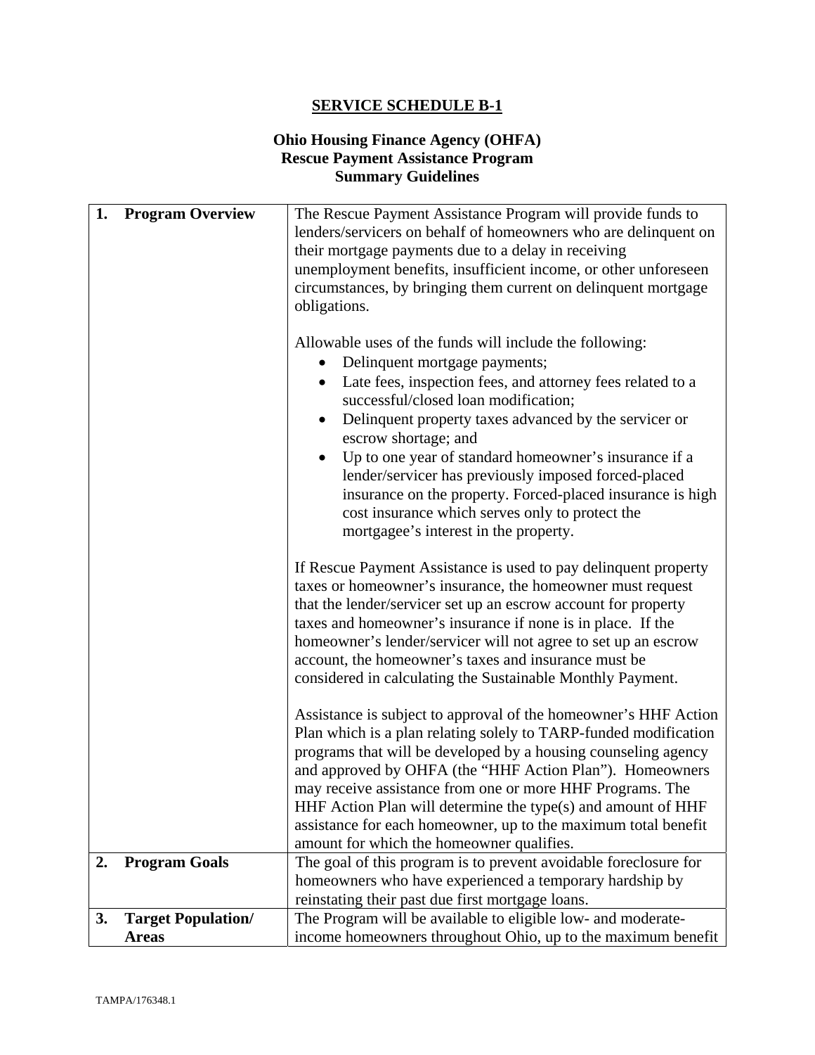# SERVICE SCHEDULE B-1

## Ohio Housing Finance Agency (OHFA)
## Rescue Payment Assistance Program
## Summary Guidelines

| | |
|---|---|
| **1. Program Overview** | The Rescue Payment Assistance Program will provide funds to lenders/servicers on behalf of homeowners who are delinquent on their mortgage payments due to a delay in receiving unemployment benefits, insufficient income, or other unforeseen circumstances, by bringing them current on delinquent mortgage obligations.<br><br>Allowable uses of the funds will include the following:<br>• Delinquent mortgage payments;<br>• Late fees, inspection fees, and attorney fees related to a successful/closed loan modification;<br>• Delinquent property taxes advanced by the servicer or escrow shortage; and<br>• Up to one year of standard homeowner's insurance if a lender/servicer has previously imposed forced-placed insurance on the property. Forced-placed insurance is high cost insurance which serves only to protect the mortgagee's interest in the property.<br><br>If Rescue Payment Assistance is used to pay delinquent property taxes or homeowner's insurance, the homeowner must request that the lender/servicer set up an escrow account for property taxes and homeowner's insurance if none is in place. If the homeowner's lender/servicer will not agree to set up an escrow account, the homeowner's taxes and insurance must be considered in calculating the Sustainable Monthly Payment.<br><br>Assistance is subject to approval of the homeowner's HHF Action Plan which is a plan relating solely to TARP-funded modification programs that will be developed by a housing counseling agency and approved by OHFA (the "HHF Action Plan"). Homeowners may receive assistance from one or more HHF Programs. The HHF Action Plan will determine the type(s) and amount of HHF assistance for each homeowner, up to the maximum total benefit amount for which the homeowner qualifies. |
| **2. Program Goals** | The goal of this program is to prevent avoidable foreclosure for homeowners who have experienced a temporary hardship by reinstating their past due first mortgage loans. |
| **3. Target Population/ Areas** | The Program will be available to eligible low- and moderate-income homeowners throughout Ohio, up to the maximum benefit |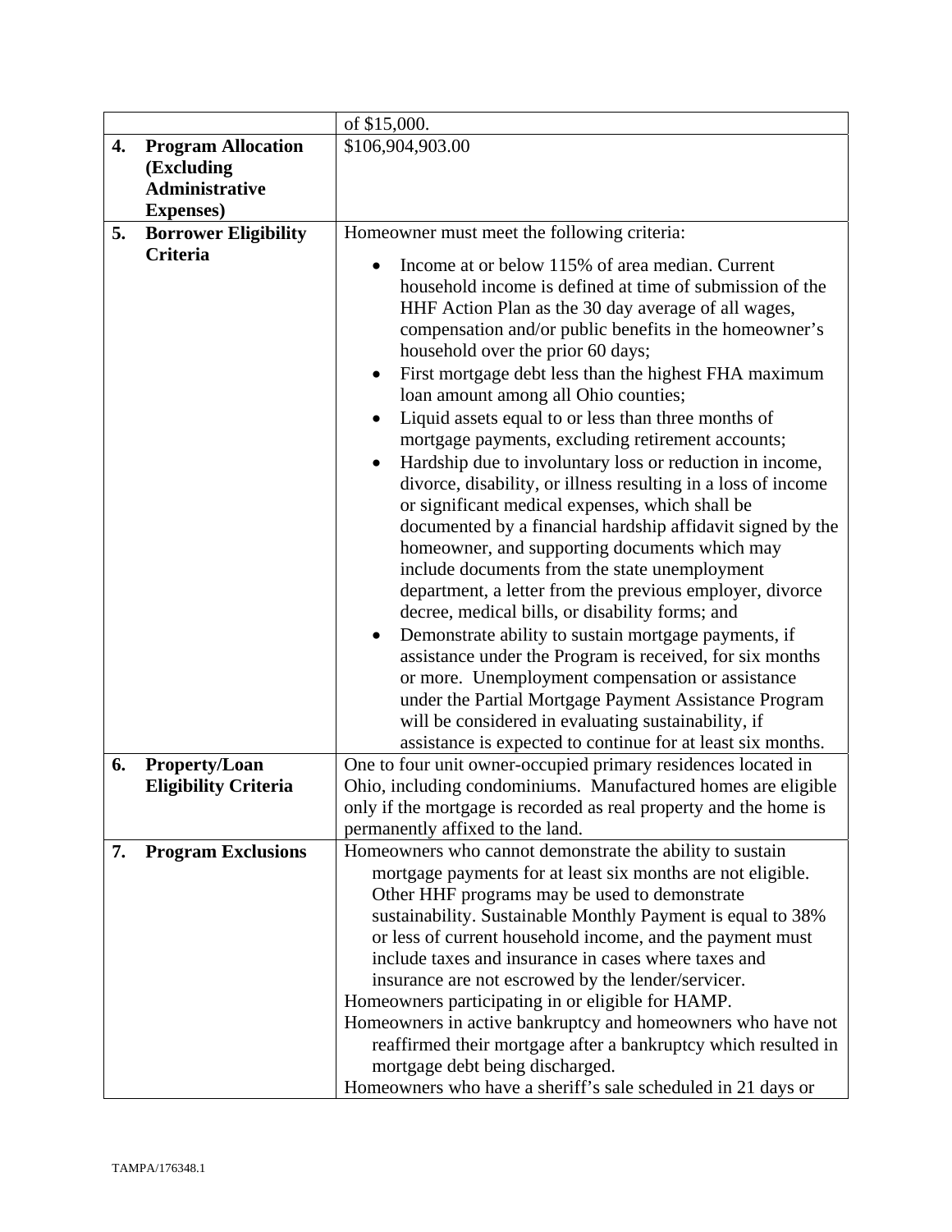| | | |
|---|---|---|
| | | of $15,000. |
| **4.** | **Program Allocation (Excluding Administrative Expenses)** | $106,904,903.00 |
| **5.** | **Borrower Eligibility Criteria** | Homeowner must meet the following criteria:<br>• Income at or below 115% of area median. Current household income is defined at time of submission of the HHF Action Plan as the 30 day average of all wages, compensation and/or public benefits in the homeowner's household over the prior 60 days;<br>• First mortgage debt less than the highest FHA maximum loan amount among all Ohio counties;<br>• Liquid assets equal to or less than three months of mortgage payments, excluding retirement accounts;<br>• Hardship due to involuntary loss or reduction in income, divorce, disability, or illness resulting in a loss of income or significant medical expenses, which shall be documented by a financial hardship affidavit signed by the homeowner, and supporting documents which may include documents from the state unemployment department, a letter from the previous employer, divorce decree, medical bills, or disability forms; and<br>• Demonstrate ability to sustain mortgage payments, if assistance under the Program is received, for six months or more. Unemployment compensation or assistance under the Partial Mortgage Payment Assistance Program will be considered in evaluating sustainability, if assistance is expected to continue for at least six months. |
| **6.** | **Property/Loan Eligibility Criteria** | One to four unit owner-occupied primary residences located in Ohio, including condominiums. Manufactured homes are eligible only if the mortgage is recorded as real property and the home is permanently affixed to the land. |
| **7.** | **Program Exclusions** | Homeowners who cannot demonstrate the ability to sustain mortgage payments for at least six months are not eligible. Other HHF programs may be used to demonstrate sustainability. Sustainable Monthly Payment is equal to 38% or less of current household income, and the payment must include taxes and insurance in cases where taxes and insurance are not escrowed by the lender/servicer.<br>Homeowners participating in or eligible for HAMP.<br>Homeowners in active bankruptcy and homeowners who have not reaffirmed their mortgage after a bankruptcy which resulted in mortgage debt being discharged.<br>Homeowners who have a sheriff's sale scheduled in 21 days or |

TAMPA/176348.1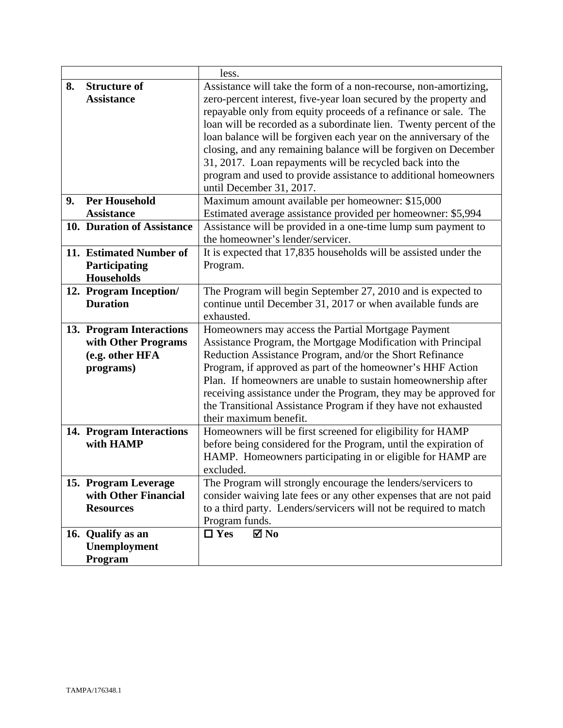| | |
|---|---|
| | less. |
| **8. Structure of Assistance** | Assistance will take the form of a non-recourse, non-amortizing, zero-percent interest, five-year loan secured by the property and repayable only from equity proceeds of a refinance or sale. The loan will be recorded as a subordinate lien. Twenty percent of the loan balance will be forgiven each year on the anniversary of the closing, and any remaining balance will be forgiven on December 31, 2017. Loan repayments will be recycled back into the program and used to provide assistance to additional homeowners until December 31, 2017. |
| **9. Per Household Assistance** | Maximum amount available per homeowner: $15,000<br>Estimated average assistance provided per homeowner: $5,994 |
| **10. Duration of Assistance** | Assistance will be provided in a one-time lump sum payment to the homeowner's lender/servicer. |
| **11. Estimated Number of Participating Households** | It is expected that 17,835 households will be assisted under the Program. |
| **12. Program Inception/ Duration** | The Program will begin September 27, 2010 and is expected to continue until December 31, 2017 or when available funds are exhausted. |
| **13. Program Interactions with Other Programs (e.g. other HFA programs)** | Homeowners may access the Partial Mortgage Payment Assistance Program, the Mortgage Modification with Principal Reduction Assistance Program, and/or the Short Refinance Program, if approved as part of the homeowner's HHF Action Plan. If homeowners are unable to sustain homeownership after receiving assistance under the Program, they may be approved for the Transitional Assistance Program if they have not exhausted their maximum benefit. |
| **14. Program Interactions with HAMP** | Homeowners will be first screened for eligibility for HAMP before being considered for the Program, until the expiration of HAMP. Homeowners participating in or eligible for HAMP are excluded. |
| **15. Program Leverage with Other Financial Resources** | The Program will strongly encourage the lenders/servicers to consider waiving late fees or any other expenses that are not paid to a third party. Lenders/servicers will not be required to match Program funds. |
| **16. Qualify as an Unemployment Program** | ☐ **Yes** ☑ **No** |

TAMPA/176348.1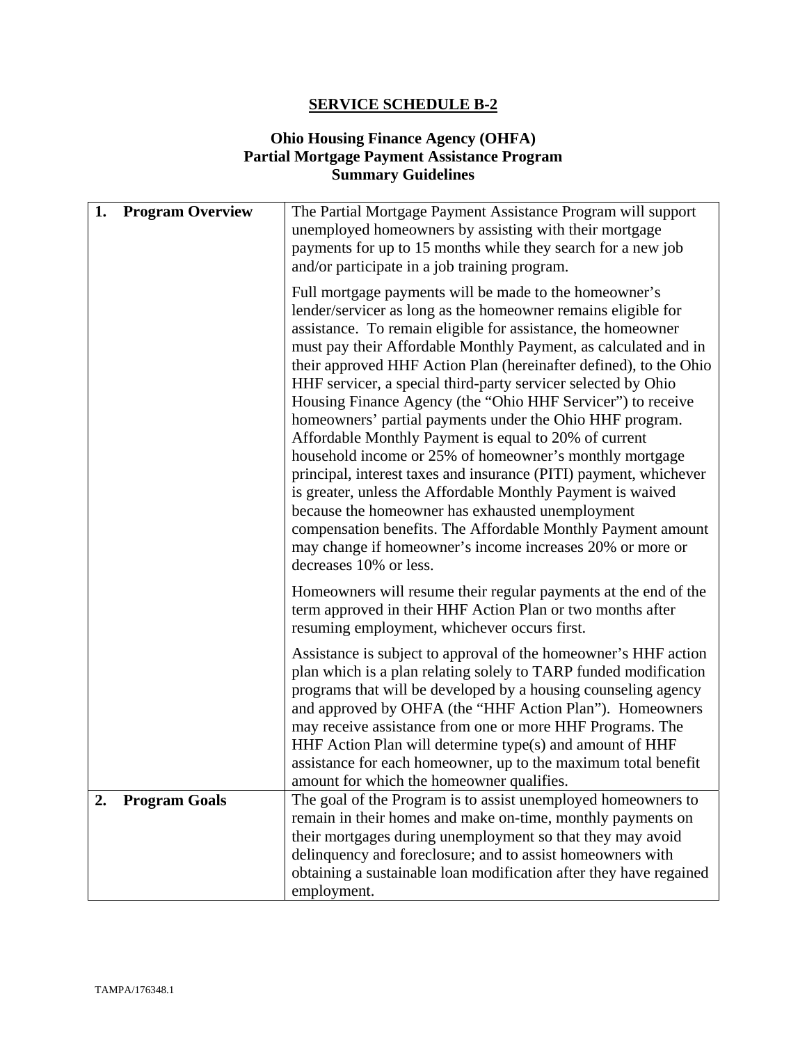# SERVICE SCHEDULE B-2

## Ohio Housing Finance Agency (OHFA)
## Partial Mortgage Payment Assistance Program
## Summary Guidelines

| | |
|---|---|
| **1. Program Overview** | The Partial Mortgage Payment Assistance Program will support unemployed homeowners by assisting with their mortgage payments for up to 15 months while they search for a new job and/or participate in a job training program.<br><br>Full mortgage payments will be made to the homeowner's lender/servicer as long as the homeowner remains eligible for assistance. To remain eligible for assistance, the homeowner must pay their Affordable Monthly Payment, as calculated and in their approved HHF Action Plan (hereinafter defined), to the Ohio HHF servicer, a special third-party servicer selected by Ohio Housing Finance Agency (the "Ohio HHF Servicer") to receive homeowners' partial payments under the Ohio HHF program. Affordable Monthly Payment is equal to 20% of current household income or 25% of homeowner's monthly mortgage principal, interest taxes and insurance (PITI) payment, whichever is greater, unless the Affordable Monthly Payment is waived because the homeowner has exhausted unemployment compensation benefits. The Affordable Monthly Payment amount may change if homeowner's income increases 20% or more or decreases 10% or less.<br><br>Homeowners will resume their regular payments at the end of the term approved in their HHF Action Plan or two months after resuming employment, whichever occurs first.<br><br>Assistance is subject to approval of the homeowner's HHF action plan which is a plan relating solely to TARP funded modification programs that will be developed by a housing counseling agency and approved by OHFA (the "HHF Action Plan"). Homeowners may receive assistance from one or more HHF Programs. The HHF Action Plan will determine type(s) and amount of HHF assistance for each homeowner, up to the maximum total benefit amount for which the homeowner qualifies. |
| **2. Program Goals** | The goal of the Program is to assist unemployed homeowners to remain in their homes and make on-time, monthly payments on their mortgages during unemployment so that they may avoid delinquency and foreclosure; and to assist homeowners with obtaining a sustainable loan modification after they have regained employment. |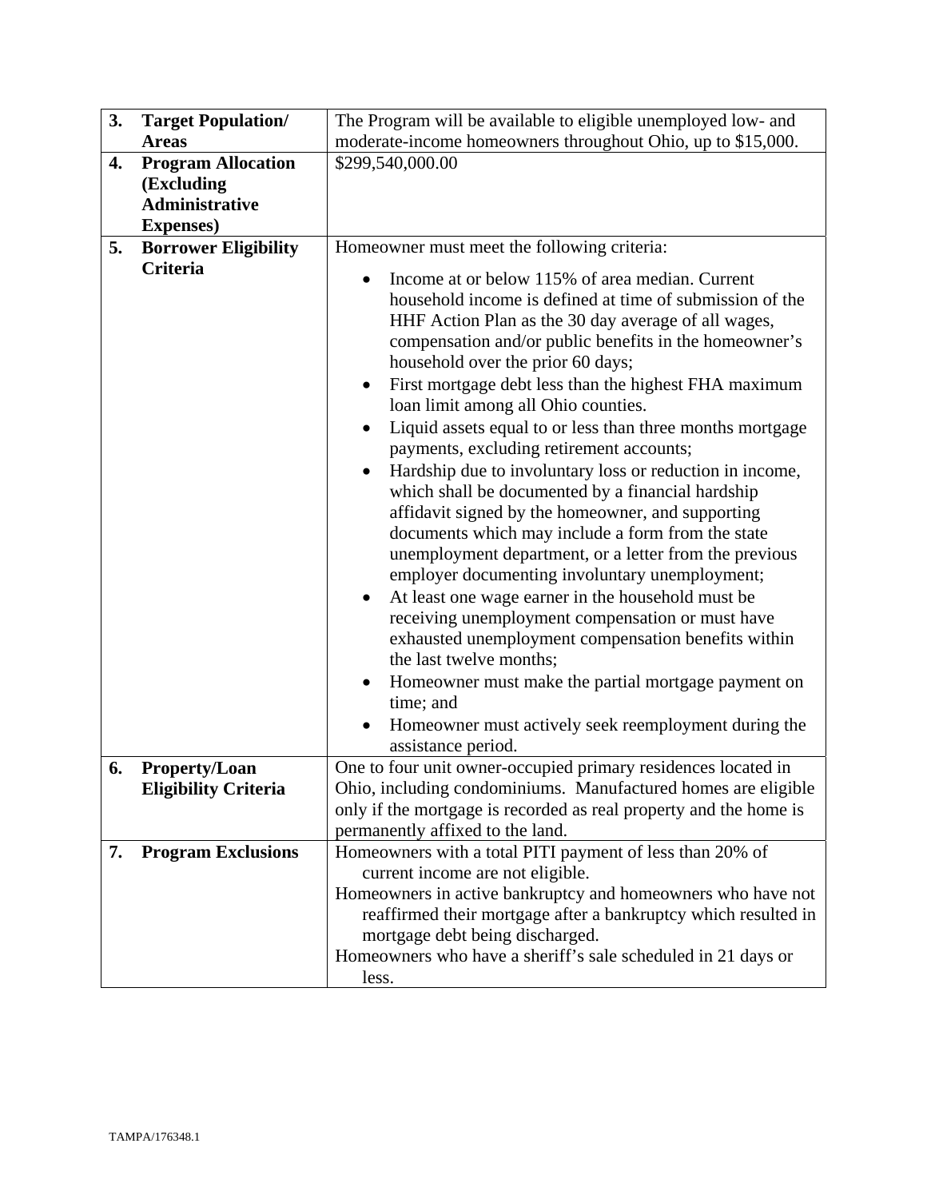| | | |
|---|---|---|
| **3.** | **Target Population/ Areas** | The Program will be available to eligible unemployed low- and moderate-income homeowners throughout Ohio, up to $15,000. |
| **4.** | **Program Allocation (Excluding Administrative Expenses)** | $299,540,000.00 |
| **5.** | **Borrower Eligibility Criteria** | Homeowner must meet the following criteria:<br><br>• Income at or below 115% of area median. Current household income is defined at time of submission of the HHF Action Plan as the 30 day average of all wages, compensation and/or public benefits in the homeowner's household over the prior 60 days;<br>• First mortgage debt less than the highest FHA maximum loan limit among all Ohio counties.<br>• Liquid assets equal to or less than three months mortgage payments, excluding retirement accounts;<br>• Hardship due to involuntary loss or reduction in income, which shall be documented by a financial hardship affidavit signed by the homeowner, and supporting documents which may include a form from the state unemployment department, or a letter from the previous employer documenting involuntary unemployment;<br>• At least one wage earner in the household must be receiving unemployment compensation or must have exhausted unemployment compensation benefits within the last twelve months;<br>• Homeowner must make the partial mortgage payment on time; and<br>• Homeowner must actively seek reemployment during the assistance period. |
| **6.** | **Property/Loan Eligibility Criteria** | One to four unit owner-occupied primary residences located in Ohio, including condominiums. Manufactured homes are eligible only if the mortgage is recorded as real property and the home is permanently affixed to the land. |
| **7.** | **Program Exclusions** | Homeowners with a total PITI payment of less than 20% of current income are not eligible.<br>Homeowners in active bankruptcy and homeowners who have not reaffirmed their mortgage after a bankruptcy which resulted in mortgage debt being discharged.<br>Homeowners who have a sheriff's sale scheduled in 21 days or less. |

TAMPA/176348.1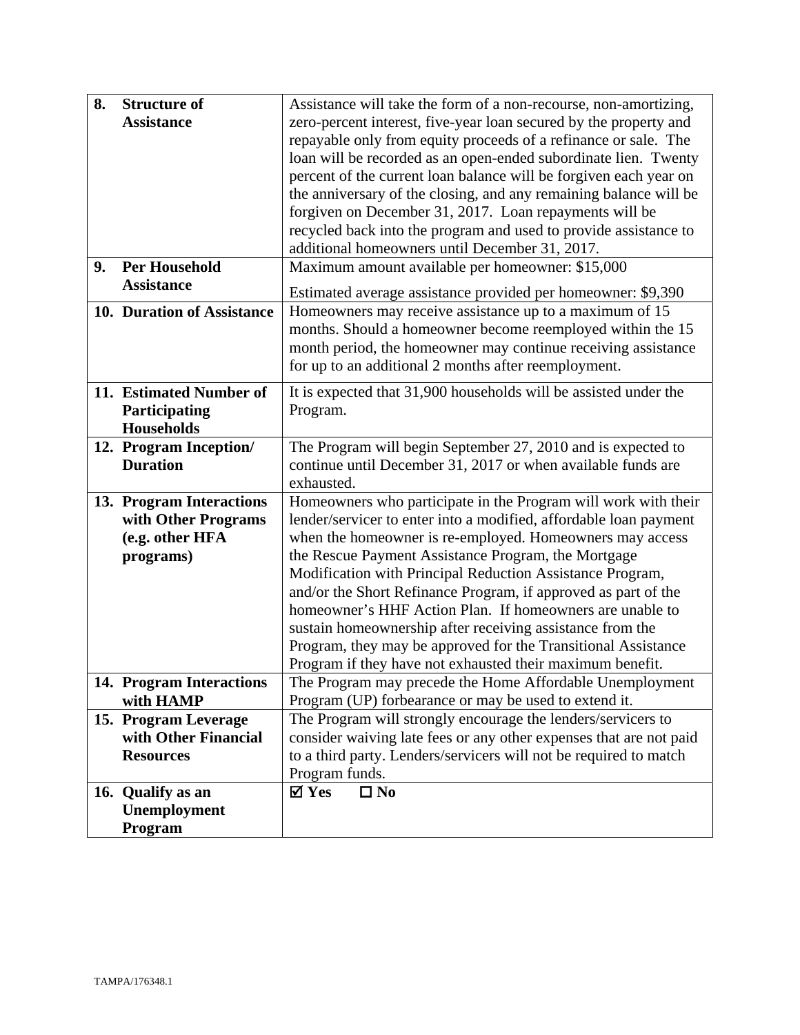| | |
|---|---|
| **8. Structure of Assistance** | Assistance will take the form of a non-recourse, non-amortizing, zero-percent interest, five-year loan secured by the property and repayable only from equity proceeds of a refinance or sale. The loan will be recorded as an open-ended subordinate lien. Twenty percent of the current loan balance will be forgiven each year on the anniversary of the closing, and any remaining balance will be forgiven on December 31, 2017. Loan repayments will be recycled back into the program and used to provide assistance to additional homeowners until December 31, 2017. |
| **9. Per Household Assistance** | Maximum amount available per homeowner: $15,000<br><br>Estimated average assistance provided per homeowner: $9,390 |
| **10. Duration of Assistance** | Homeowners may receive assistance up to a maximum of 15 months. Should a homeowner become reemployed within the 15 month period, the homeowner may continue receiving assistance for up to an additional 2 months after reemployment. |
| **11. Estimated Number of Participating Households** | It is expected that 31,900 households will be assisted under the Program. |
| **12. Program Inception/ Duration** | The Program will begin September 27, 2010 and is expected to continue until December 31, 2017 or when available funds are exhausted. |
| **13. Program Interactions with Other Programs (e.g. other HFA programs)** | Homeowners who participate in the Program will work with their lender/servicer to enter into a modified, affordable loan payment when the homeowner is re-employed. Homeowners may access the Rescue Payment Assistance Program, the Mortgage Modification with Principal Reduction Assistance Program, and/or the Short Refinance Program, if approved as part of the homeowner's HHF Action Plan. If homeowners are unable to sustain homeownership after receiving assistance from the Program, they may be approved for the Transitional Assistance Program if they have not exhausted their maximum benefit. |
| **14. Program Interactions with HAMP** | The Program may precede the Home Affordable Unemployment Program (UP) forbearance or may be used to extend it. |
| **15. Program Leverage with Other Financial Resources** | The Program will strongly encourage the lenders/servicers to consider waiving late fees or any other expenses that are not paid to a third party. Lenders/servicers will not be required to match Program funds. |
| **16. Qualify as an Unemployment Program** | ☑ **Yes** ☐ **No** |

TAMPA/176348.1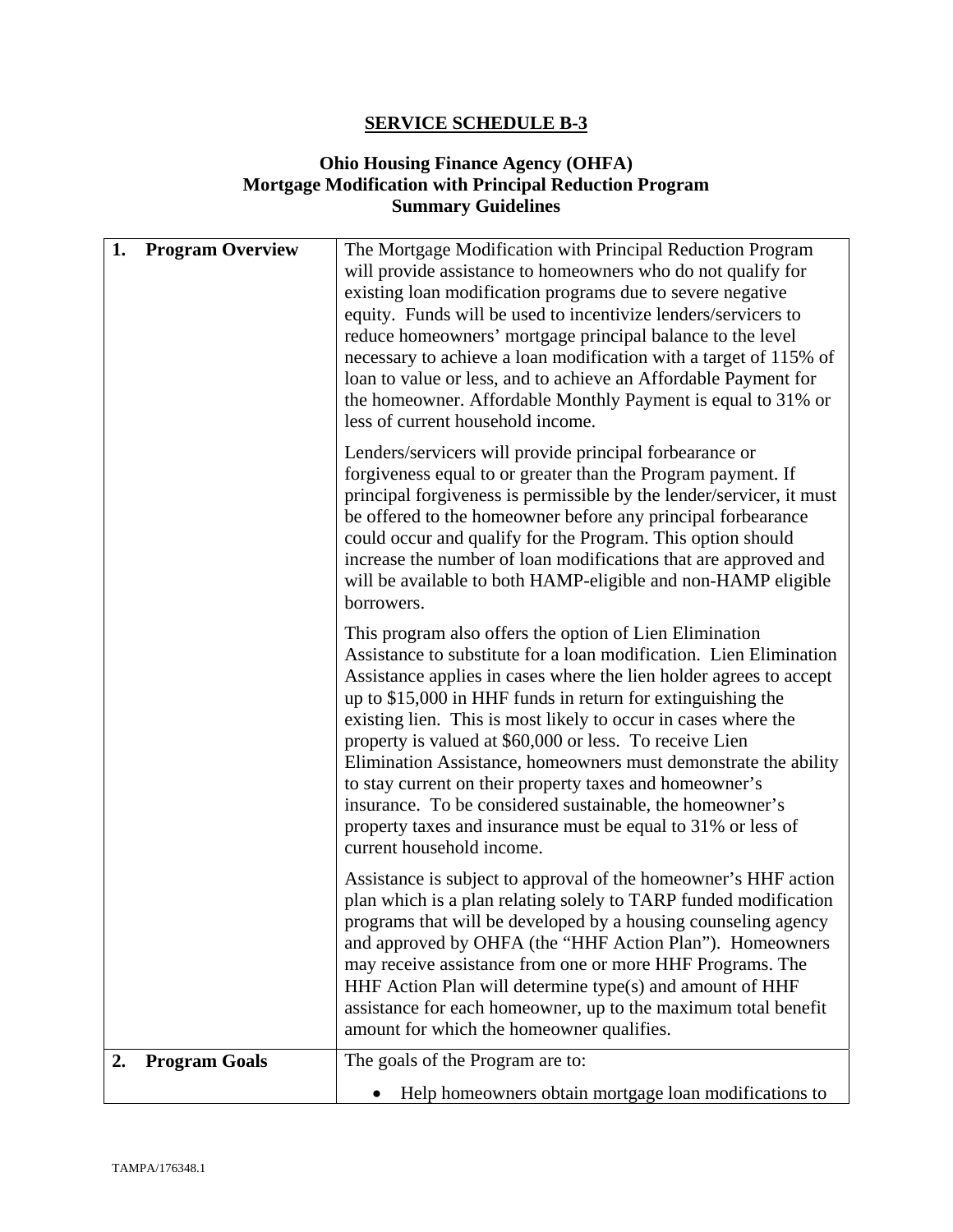## SERVICE SCHEDULE B-3

### Ohio Housing Finance Agency (OHFA)
### Mortgage Modification with Principal Reduction Program
### Summary Guidelines

| | |
|---|---|
| **1. Program Overview** | The Mortgage Modification with Principal Reduction Program will provide assistance to homeowners who do not qualify for existing loan modification programs due to severe negative equity. Funds will be used to incentivize lenders/servicers to reduce homeowners' mortgage principal balance to the level necessary to achieve a loan modification with a target of 115% of loan to value or less, and to achieve an Affordable Payment for the homeowner. Affordable Monthly Payment is equal to 31% or less of current household income.<br><br>Lenders/servicers will provide principal forbearance or forgiveness equal to or greater than the Program payment. If principal forgiveness is permissible by the lender/servicer, it must be offered to the homeowner before any principal forbearance could occur and qualify for the Program. This option should increase the number of loan modifications that are approved and will be available to both HAMP-eligible and non-HAMP eligible borrowers.<br><br>This program also offers the option of Lien Elimination Assistance to substitute for a loan modification. Lien Elimination Assistance applies in cases where the lien holder agrees to accept up to $15,000 in HHF funds in return for extinguishing the existing lien. This is most likely to occur in cases where the property is valued at $60,000 or less. To receive Lien Elimination Assistance, homeowners must demonstrate the ability to stay current on their property taxes and homeowner's insurance. To be considered sustainable, the homeowner's property taxes and insurance must be equal to 31% or less of current household income.<br><br>Assistance is subject to approval of the homeowner's HHF action plan which is a plan relating solely to TARP funded modification programs that will be developed by a housing counseling agency and approved by OHFA (the "HHF Action Plan"). Homeowners may receive assistance from one or more HHF Programs. The HHF Action Plan will determine type(s) and amount of HHF assistance for each homeowner, up to the maximum total benefit amount for which the homeowner qualifies. |
| **2. Program Goals** | The goals of the Program are to:<br><br>• Help homeowners obtain mortgage loan modifications to |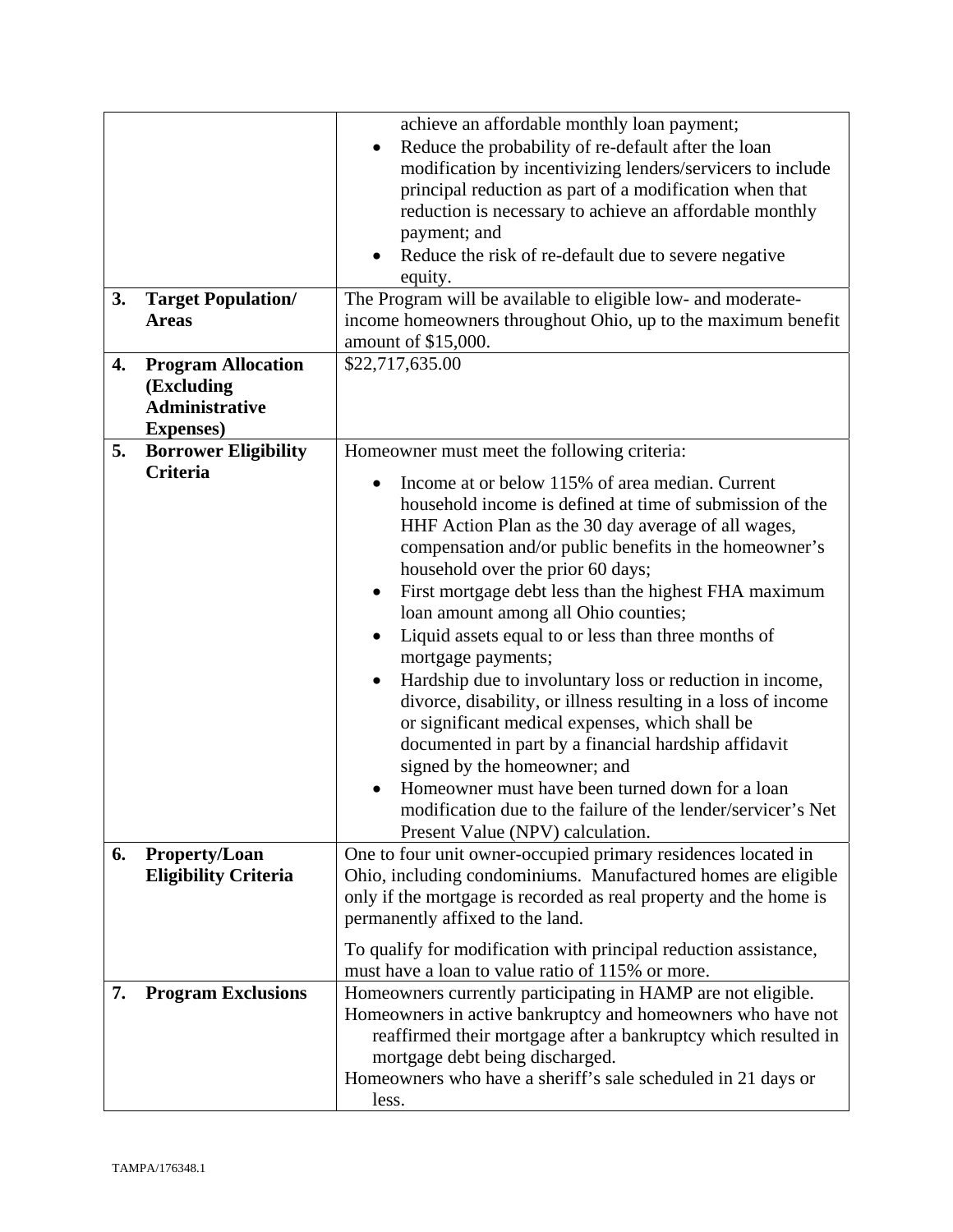| | | |
|---|---|---|
| | | achieve an affordable monthly loan payment;<br>• Reduce the probability of re-default after the loan modification by incentivizing lenders/servicers to include principal reduction as part of a modification when that reduction is necessary to achieve an affordable monthly payment; and<br>• Reduce the risk of re-default due to severe negative equity. |
| **3.** | **Target Population/ Areas** | The Program will be available to eligible low- and moderate-income homeowners throughout Ohio, up to the maximum benefit amount of $15,000. |
| **4.** | **Program Allocation (Excluding Administrative Expenses)** | $22,717,635.00 |
| **5.** | **Borrower Eligibility Criteria** | Homeowner must meet the following criteria:<br>• Income at or below 115% of area median. Current household income is defined at time of submission of the HHF Action Plan as the 30 day average of all wages, compensation and/or public benefits in the homeowner's household over the prior 60 days;<br>• First mortgage debt less than the highest FHA maximum loan amount among all Ohio counties;<br>• Liquid assets equal to or less than three months of mortgage payments;<br>• Hardship due to involuntary loss or reduction in income, divorce, disability, or illness resulting in a loss of income or significant medical expenses, which shall be documented in part by a financial hardship affidavit signed by the homeowner; and<br>• Homeowner must have been turned down for a loan modification due to the failure of the lender/servicer's Net Present Value (NPV) calculation. |
| **6.** | **Property/Loan Eligibility Criteria** | One to four unit owner-occupied primary residences located in Ohio, including condominiums. Manufactured homes are eligible only if the mortgage is recorded as real property and the home is permanently affixed to the land.<br><br>To qualify for modification with principal reduction assistance, must have a loan to value ratio of 115% or more. |
| **7.** | **Program Exclusions** | Homeowners currently participating in HAMP are not eligible.<br>Homeowners in active bankruptcy and homeowners who have not reaffirmed their mortgage after a bankruptcy which resulted in mortgage debt being discharged.<br>Homeowners who have a sheriff's sale scheduled in 21 days or less. |

TAMPA/176348.1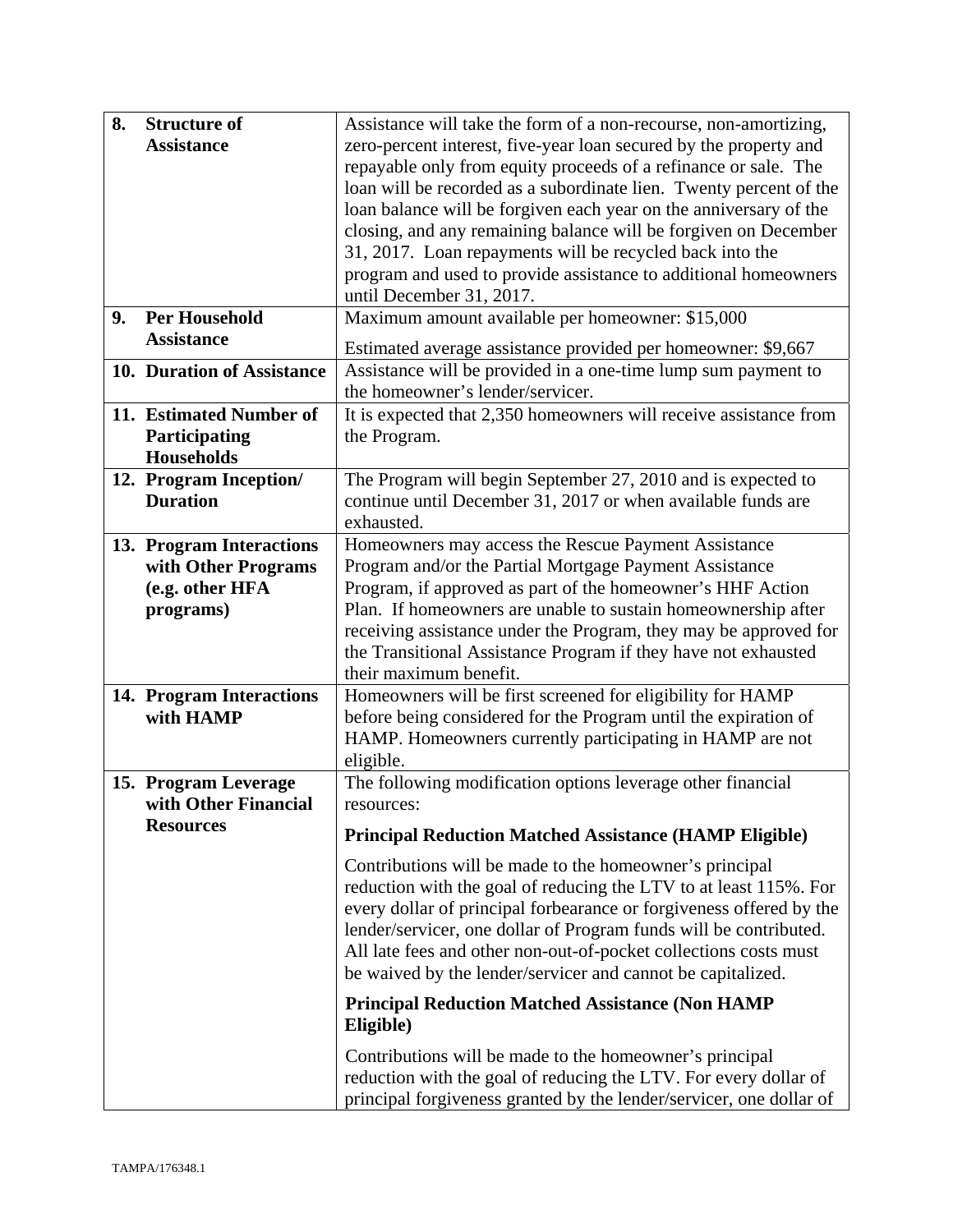| | |
|---|---|
| **8. Structure of Assistance** | Assistance will take the form of a non-recourse, non-amortizing, zero-percent interest, five-year loan secured by the property and repayable only from equity proceeds of a refinance or sale. The loan will be recorded as a subordinate lien. Twenty percent of the loan balance will be forgiven each year on the anniversary of the closing, and any remaining balance will be forgiven on December 31, 2017. Loan repayments will be recycled back into the program and used to provide assistance to additional homeowners until December 31, 2017. |
| **9. Per Household Assistance** | Maximum amount available per homeowner: $15,000<br><br>Estimated average assistance provided per homeowner: $9,667 |
| **10. Duration of Assistance** | Assistance will be provided in a one-time lump sum payment to the homeowner's lender/servicer. |
| **11. Estimated Number of Participating Households** | It is expected that 2,350 homeowners will receive assistance from the Program. |
| **12. Program Inception/ Duration** | The Program will begin September 27, 2010 and is expected to continue until December 31, 2017 or when available funds are exhausted. |
| **13. Program Interactions with Other Programs (e.g. other HFA programs)** | Homeowners may access the Rescue Payment Assistance Program and/or the Partial Mortgage Payment Assistance Program, if approved as part of the homeowner's HHF Action Plan. If homeowners are unable to sustain homeownership after receiving assistance under the Program, they may be approved for the Transitional Assistance Program if they have not exhausted their maximum benefit. |
| **14. Program Interactions with HAMP** | Homeowners will be first screened for eligibility for HAMP before being considered for the Program until the expiration of HAMP. Homeowners currently participating in HAMP are not eligible. |
| **15. Program Leverage with Other Financial Resources** | The following modification options leverage other financial resources:<br><br>**Principal Reduction Matched Assistance (HAMP Eligible)**<br><br>Contributions will be made to the homeowner's principal reduction with the goal of reducing the LTV to at least 115%. For every dollar of principal forbearance or forgiveness offered by the lender/servicer, one dollar of Program funds will be contributed. All late fees and other non-out-of-pocket collections costs must be waived by the lender/servicer and cannot be capitalized.<br><br>**Principal Reduction Matched Assistance (Non HAMP Eligible)**<br><br>Contributions will be made to the homeowner's principal reduction with the goal of reducing the LTV. For every dollar of principal forgiveness granted by the lender/servicer, one dollar of |

TAMPA/176348.1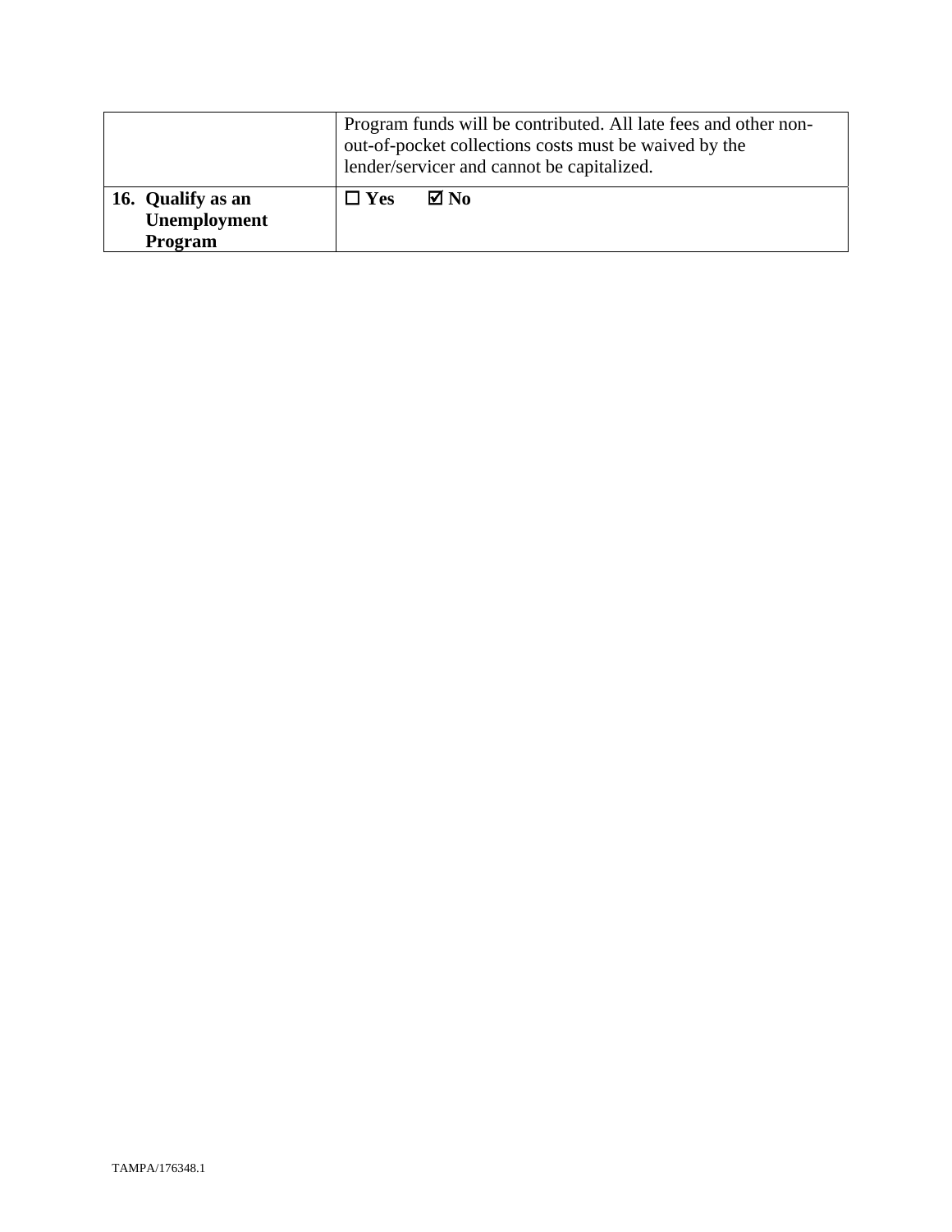| | |
|---|---|
| | Program funds will be contributed. All late fees and other non-out-of-pocket collections costs must be waived by the lender/servicer and cannot be capitalized. |
| **16. Qualify as an Unemployment Program** | ☐ **Yes** ☑ **No** |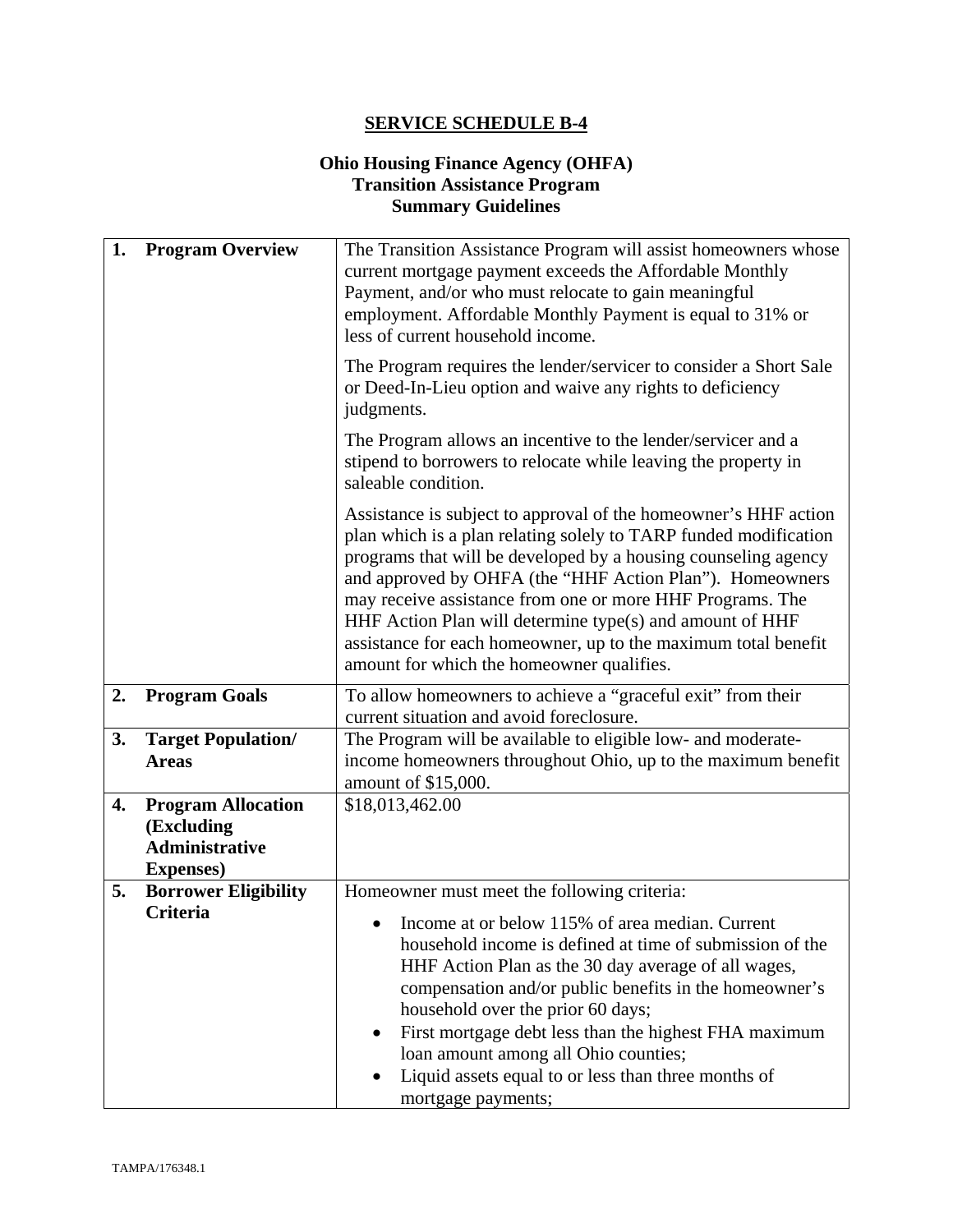# SERVICE SCHEDULE B-4

## Ohio Housing Finance Agency (OHFA) Transition Assistance Program Summary Guidelines

| | | |
|---|---|---|
| **1.** | **Program Overview** | The Transition Assistance Program will assist homeowners whose current mortgage payment exceeds the Affordable Monthly Payment, and/or who must relocate to gain meaningful employment. Affordable Monthly Payment is equal to 31% or less of current household income.<br><br>The Program requires the lender/servicer to consider a Short Sale or Deed-In-Lieu option and waive any rights to deficiency judgments.<br><br>The Program allows an incentive to the lender/servicer and a stipend to borrowers to relocate while leaving the property in saleable condition.<br><br>Assistance is subject to approval of the homeowner's HHF action plan which is a plan relating solely to TARP funded modification programs that will be developed by a housing counseling agency and approved by OHFA (the "HHF Action Plan"). Homeowners may receive assistance from one or more HHF Programs. The HHF Action Plan will determine type(s) and amount of HHF assistance for each homeowner, up to the maximum total benefit amount for which the homeowner qualifies. |
| **2.** | **Program Goals** | To allow homeowners to achieve a "graceful exit" from their current situation and avoid foreclosure. |
| **3.** | **Target Population/ Areas** | The Program will be available to eligible low- and moderate-income homeowners throughout Ohio, up to the maximum benefit amount of $15,000. |
| **4.** | **Program Allocation (Excluding Administrative Expenses)** | $18,013,462.00 |
| **5.** | **Borrower Eligibility Criteria** | Homeowner must meet the following criteria:<br><br>• Income at or below 115% of area median. Current household income is defined at time of submission of the HHF Action Plan as the 30 day average of all wages, compensation and/or public benefits in the homeowner's household over the prior 60 days;<br>• First mortgage debt less than the highest FHA maximum loan amount among all Ohio counties;<br>• Liquid assets equal to or less than three months of mortgage payments; |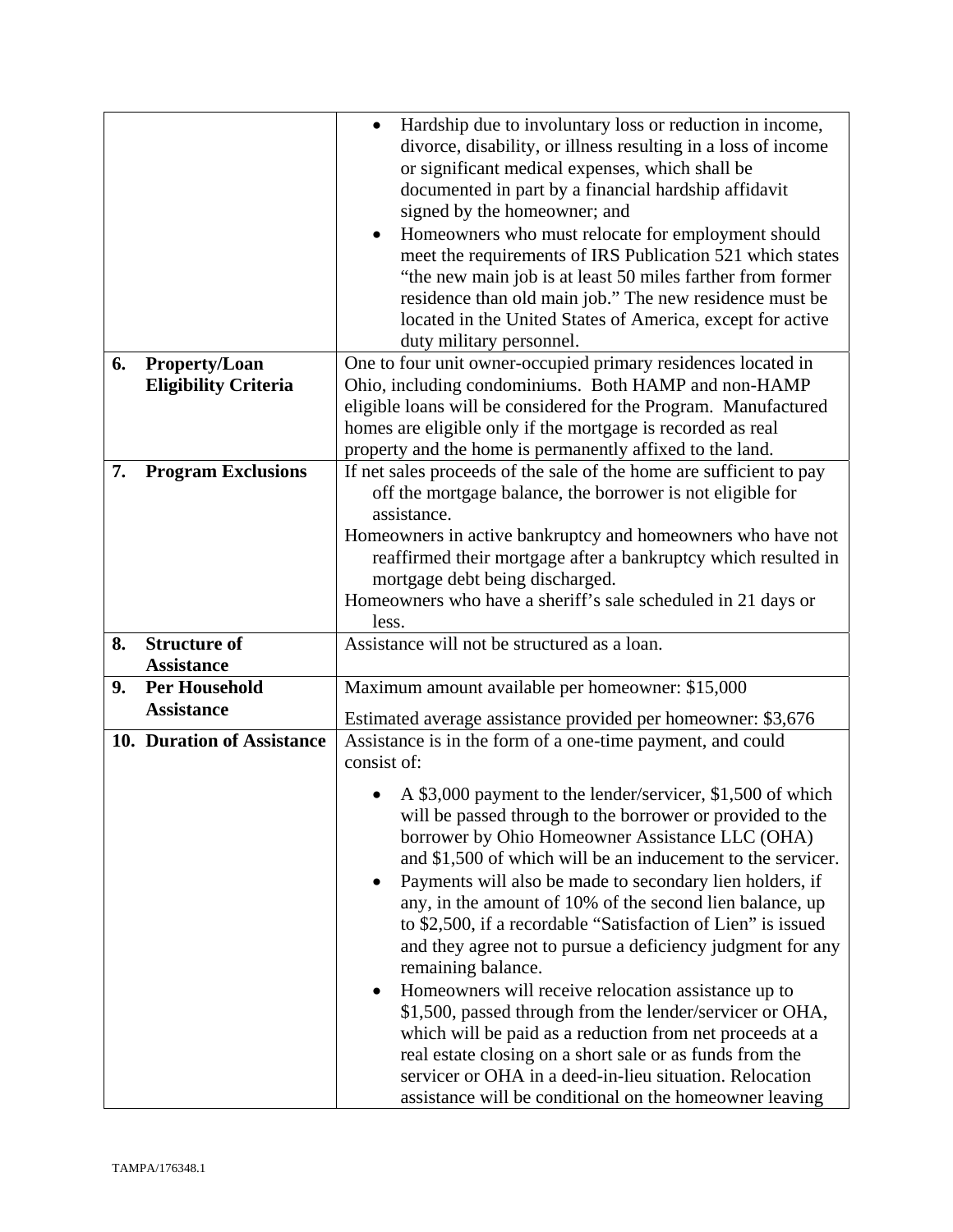| | |
|---|---|
| | • Hardship due to involuntary loss or reduction in income, divorce, disability, or illness resulting in a loss of income or significant medical expenses, which shall be documented in part by a financial hardship affidavit signed by the homeowner; and<br>• Homeowners who must relocate for employment should meet the requirements of IRS Publication 521 which states "the new main job is at least 50 miles farther from former residence than old main job." The new residence must be located in the United States of America, except for active duty military personnel. |
| **6. Property/Loan Eligibility Criteria** | One to four unit owner-occupied primary residences located in Ohio, including condominiums. Both HAMP and non-HAMP eligible loans will be considered for the Program. Manufactured homes are eligible only if the mortgage is recorded as real property and the home is permanently affixed to the land. |
| **7. Program Exclusions** | If net sales proceeds of the sale of the home are sufficient to pay off the mortgage balance, the borrower is not eligible for assistance.<br>Homeowners in active bankruptcy and homeowners who have not reaffirmed their mortgage after a bankruptcy which resulted in mortgage debt being discharged.<br>Homeowners who have a sheriff's sale scheduled in 21 days or less. |
| **8. Structure of Assistance** | Assistance will not be structured as a loan. |
| **9. Per Household Assistance** | Maximum amount available per homeowner: $15,000<br>Estimated average assistance provided per homeowner: $3,676 |
| **10. Duration of Assistance** | Assistance is in the form of a one-time payment, and could consist of:<br>• A $3,000 payment to the lender/servicer, $1,500 of which will be passed through to the borrower or provided to the borrower by Ohio Homeowner Assistance LLC (OHA) and $1,500 of which will be an inducement to the servicer.<br>• Payments will also be made to secondary lien holders, if any, in the amount of 10% of the second lien balance, up to $2,500, if a recordable "Satisfaction of Lien" is issued and they agree not to pursue a deficiency judgment for any remaining balance.<br>• Homeowners will receive relocation assistance up to $1,500, passed through from the lender/servicer or OHA, which will be paid as a reduction from net proceeds at a real estate closing on a short sale or as funds from the servicer or OHA in a deed-in-lieu situation. Relocation assistance will be conditional on the homeowner leaving |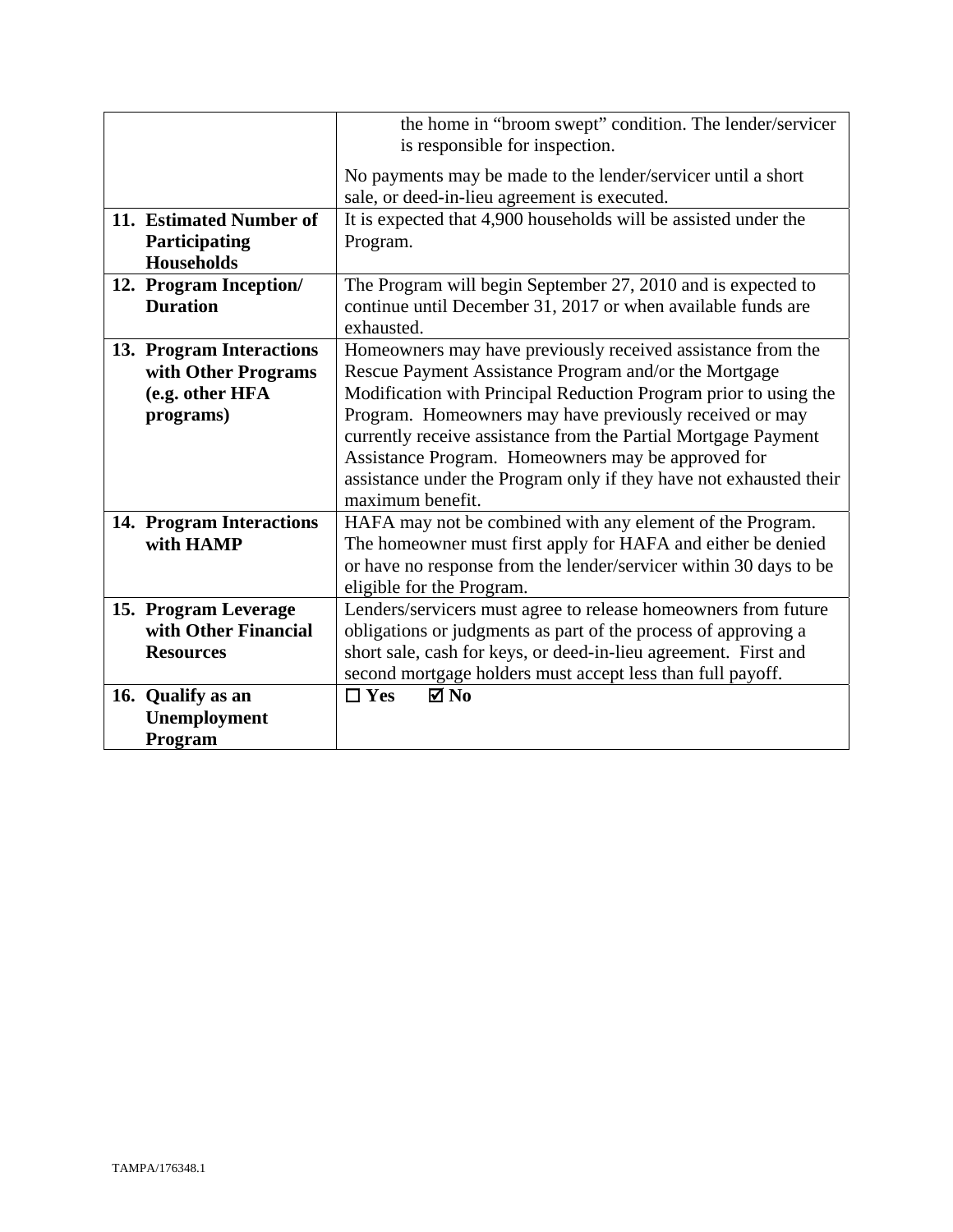| | |
|---|---|
| | the home in "broom swept" condition. The lender/servicer is responsible for inspection.<br><br>No payments may be made to the lender/servicer until a short sale, or deed-in-lieu agreement is executed. |
| **11. Estimated Number of Participating Households** | It is expected that 4,900 households will be assisted under the Program. |
| **12. Program Inception/ Duration** | The Program will begin September 27, 2010 and is expected to continue until December 31, 2017 or when available funds are exhausted. |
| **13. Program Interactions with Other Programs (e.g. other HFA programs)** | Homeowners may have previously received assistance from the Rescue Payment Assistance Program and/or the Mortgage Modification with Principal Reduction Program prior to using the Program. Homeowners may have previously received or may currently receive assistance from the Partial Mortgage Payment Assistance Program. Homeowners may be approved for assistance under the Program only if they have not exhausted their maximum benefit. |
| **14. Program Interactions with HAMP** | HAFA may not be combined with any element of the Program. The homeowner must first apply for HAFA and either be denied or have no response from the lender/servicer within 30 days to be eligible for the Program. |
| **15. Program Leverage with Other Financial Resources** | Lenders/servicers must agree to release homeowners from future obligations or judgments as part of the process of approving a short sale, cash for keys, or deed-in-lieu agreement. First and second mortgage holders must accept less than full payoff. |
| **16. Qualify as an Unemployment Program** | ☐ **Yes** ☑ **No** |

TAMPA/176348.1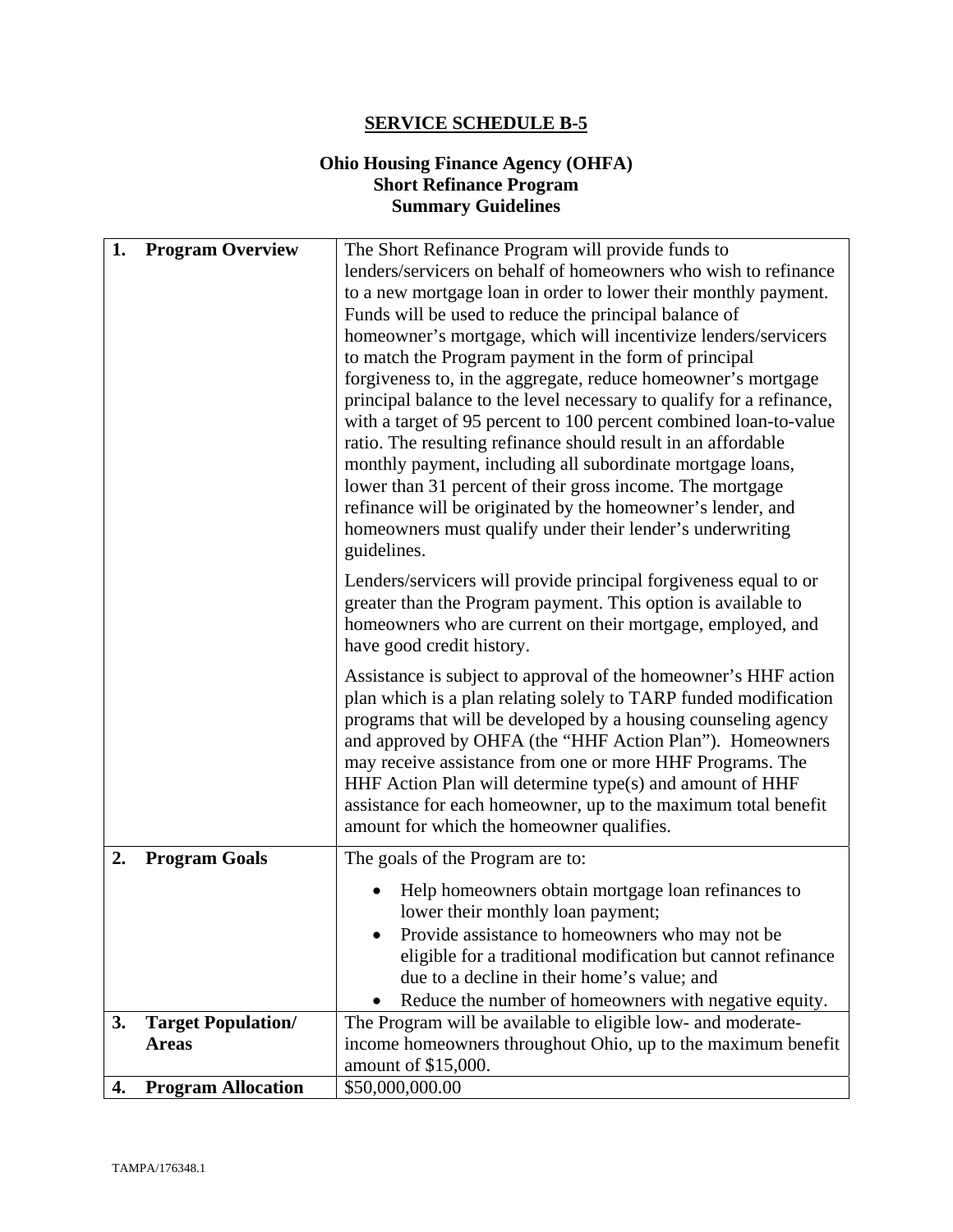# SERVICE SCHEDULE B-5

## Ohio Housing Finance Agency (OHFA)
## Short Refinance Program
## Summary Guidelines

| | |
|---|---|
| **1. Program Overview** | The Short Refinance Program will provide funds to lenders/servicers on behalf of homeowners who wish to refinance to a new mortgage loan in order to lower their monthly payment. Funds will be used to reduce the principal balance of homeowner's mortgage, which will incentivize lenders/servicers to match the Program payment in the form of principal forgiveness to, in the aggregate, reduce homeowner's mortgage principal balance to the level necessary to qualify for a refinance, with a target of 95 percent to 100 percent combined loan-to-value ratio. The resulting refinance should result in an affordable monthly payment, including all subordinate mortgage loans, lower than 31 percent of their gross income. The mortgage refinance will be originated by the homeowner's lender, and homeowners must qualify under their lender's underwriting guidelines.<br><br>Lenders/servicers will provide principal forgiveness equal to or greater than the Program payment. This option is available to homeowners who are current on their mortgage, employed, and have good credit history.<br><br>Assistance is subject to approval of the homeowner's HHF action plan which is a plan relating solely to TARP funded modification programs that will be developed by a housing counseling agency and approved by OHFA (the "HHF Action Plan"). Homeowners may receive assistance from one or more HHF Programs. The HHF Action Plan will determine type(s) and amount of HHF assistance for each homeowner, up to the maximum total benefit amount for which the homeowner qualifies. |
| **2. Program Goals** | The goals of the Program are to:<br>• Help homeowners obtain mortgage loan refinances to lower their monthly loan payment;<br>• Provide assistance to homeowners who may not be eligible for a traditional modification but cannot refinance due to a decline in their home's value; and<br>• Reduce the number of homeowners with negative equity. |
| **3. Target Population/ Areas** | The Program will be available to eligible low- and moderate-income homeowners throughout Ohio, up to the maximum benefit amount of $15,000. |
| **4. Program Allocation** | $50,000,000.00 |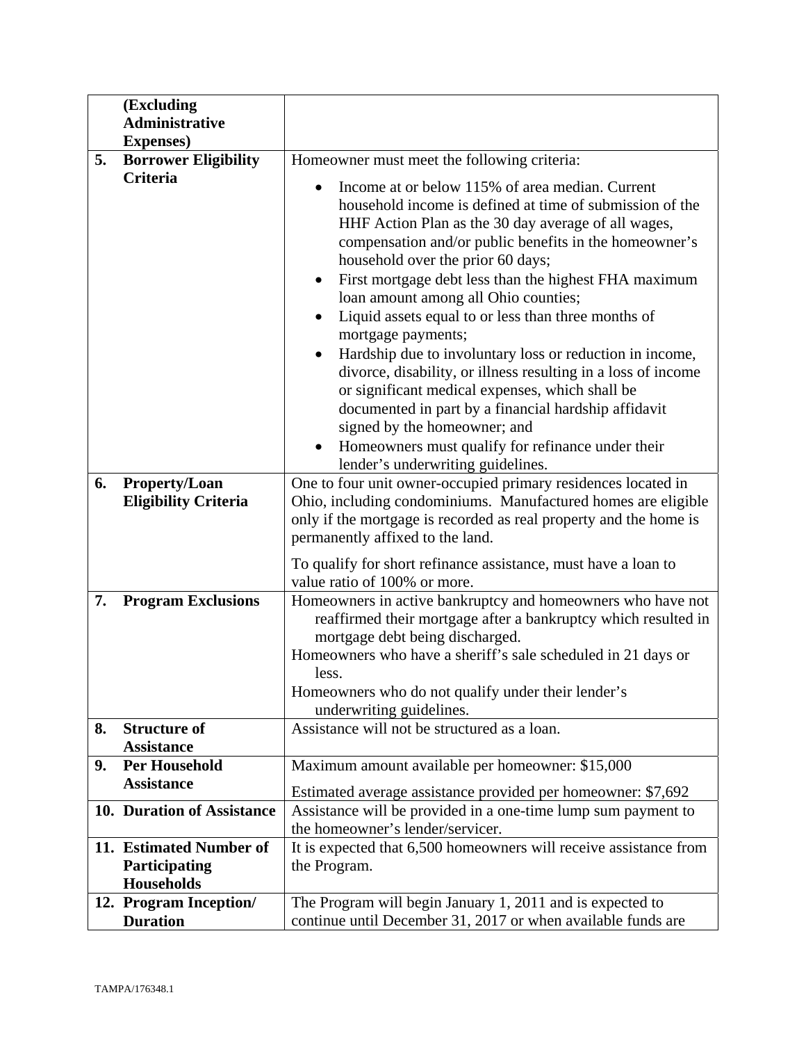| | |
|---|---|
| **(Excluding Administrative Expenses)** | |
| **5. Borrower Eligibility Criteria** | Homeowner must meet the following criteria:<br>• Income at or below 115% of area median. Current household income is defined at time of submission of the HHF Action Plan as the 30 day average of all wages, compensation and/or public benefits in the homeowner's household over the prior 60 days;<br>• First mortgage debt less than the highest FHA maximum loan amount among all Ohio counties;<br>• Liquid assets equal to or less than three months of mortgage payments;<br>• Hardship due to involuntary loss or reduction in income, divorce, disability, or illness resulting in a loss of income or significant medical expenses, which shall be documented in part by a financial hardship affidavit signed by the homeowner; and<br>• Homeowners must qualify for refinance under their lender's underwriting guidelines. |
| **6. Property/Loan Eligibility Criteria** | One to four unit owner-occupied primary residences located in Ohio, including condominiums. Manufactured homes are eligible only if the mortgage is recorded as real property and the home is permanently affixed to the land.<br><br>To qualify for short refinance assistance, must have a loan to value ratio of 100% or more. |
| **7. Program Exclusions** | Homeowners in active bankruptcy and homeowners who have not reaffirmed their mortgage after a bankruptcy which resulted in mortgage debt being discharged.<br>Homeowners who have a sheriff's sale scheduled in 21 days or less.<br>Homeowners who do not qualify under their lender's underwriting guidelines. |
| **8. Structure of Assistance** | Assistance will not be structured as a loan. |
| **9. Per Household Assistance** | Maximum amount available per homeowner: $15,000<br><br>Estimated average assistance provided per homeowner: $7,692 |
| **10. Duration of Assistance** | Assistance will be provided in a one-time lump sum payment to the homeowner's lender/servicer. |
| **11. Estimated Number of Participating Households** | It is expected that 6,500 homeowners will receive assistance from the Program. |
| **12. Program Inception/ Duration** | The Program will begin January 1, 2011 and is expected to continue until December 31, 2017 or when available funds are |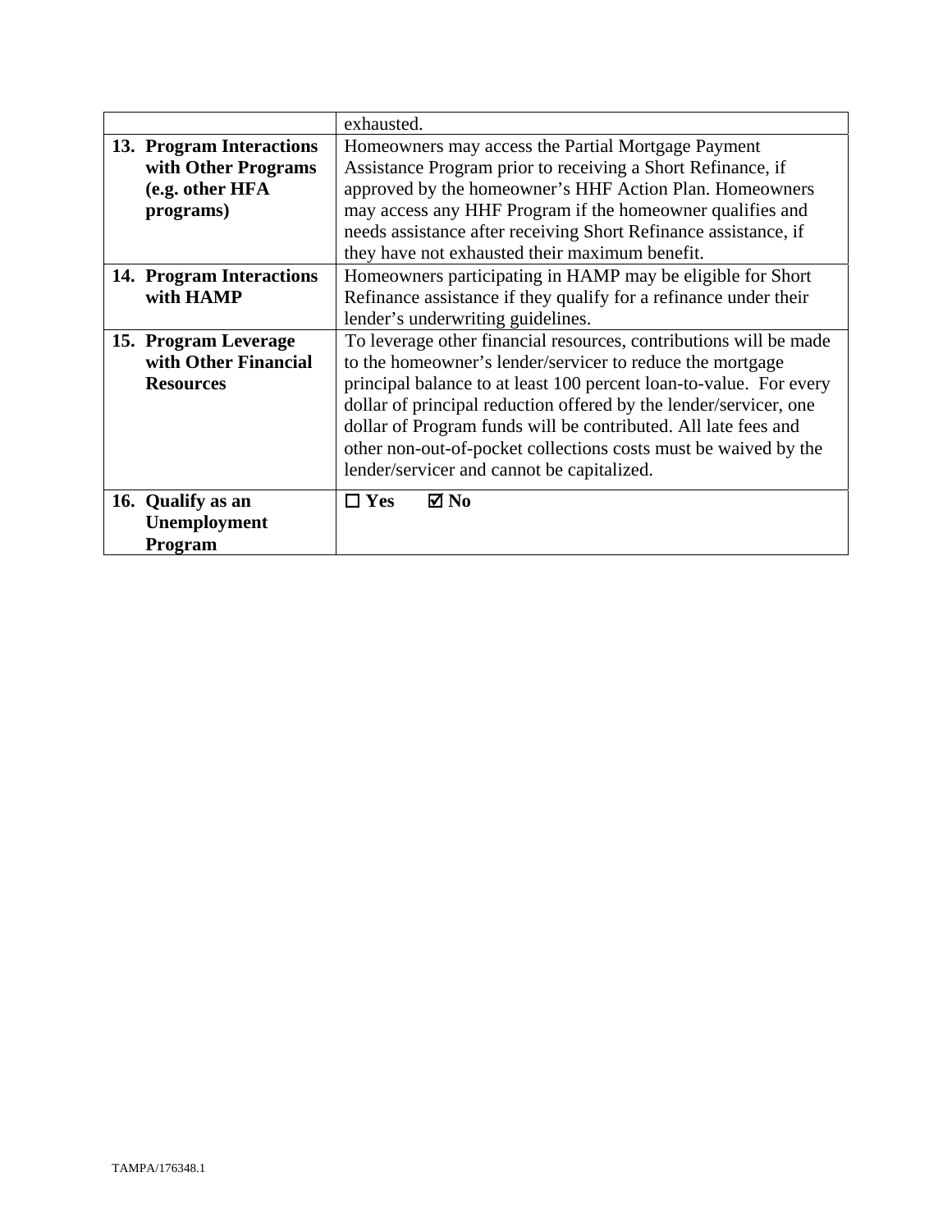| | |
|---|---|
| | exhausted. |
| **13. Program Interactions with Other Programs (e.g. other HFA programs)** | Homeowners may access the Partial Mortgage Payment Assistance Program prior to receiving a Short Refinance, if approved by the homeowner's HHF Action Plan. Homeowners may access any HHF Program if the homeowner qualifies and needs assistance after receiving Short Refinance assistance, if they have not exhausted their maximum benefit. |
| **14. Program Interactions with HAMP** | Homeowners participating in HAMP may be eligible for Short Refinance assistance if they qualify for a refinance under their lender's underwriting guidelines. |
| **15. Program Leverage with Other Financial Resources** | To leverage other financial resources, contributions will be made to the homeowner's lender/servicer to reduce the mortgage principal balance to at least 100 percent loan-to-value. For every dollar of principal reduction offered by the lender/servicer, one dollar of Program funds will be contributed. All late fees and other non-out-of-pocket collections costs must be waived by the lender/servicer and cannot be capitalized. |
| **16. Qualify as an Unemployment Program** | ☐ **Yes** ☑ **No** |

TAMPA/176348.1